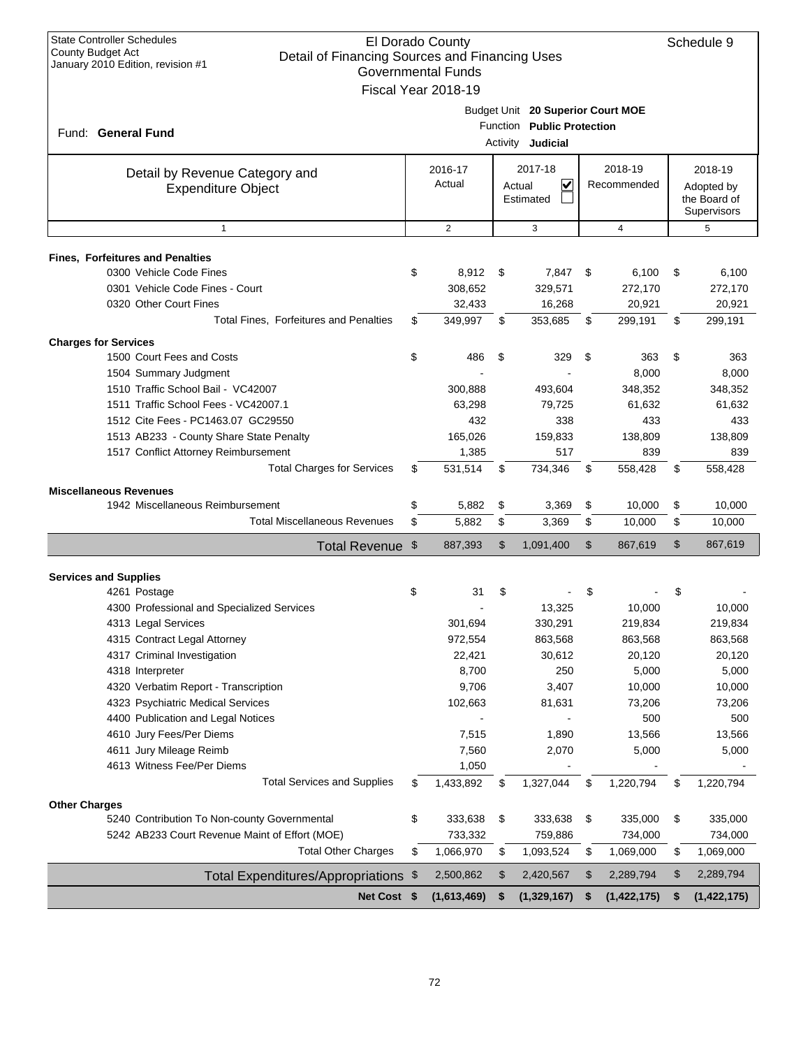State Controller Schedules
County Budget Act
January 2010 Edition, revision #1

# El Dorado County
## Detail of Financing Sources and Financing Uses
### Governmental Funds
### Fiscal Year 2018-19

Schedule 9

Fund: **General Fund**

Budget Unit **20 Superior Court MOE**
Function **Public Protection**
Activity **Judicial**

| Detail by Revenue Category and Expenditure Object | 2016-17 Actual | 2017-18 Actual ☑ Estimated ☐ | 2018-19 Recommended | 2018-19 Adopted by the Board of Supervisors |
|---|---|---|---|---|
| 1 | 2 | 3 | 4 | 5 |
| **Fines, Forfeitures and Penalties** | | | | |
| 0300 Vehicle Code Fines | $ 8,912 | $ 7,847 | $ 6,100 | $ 6,100 |
| 0301 Vehicle Code Fines - Court | 308,652 | 329,571 | 272,170 | 272,170 |
| 0320 Other Court Fines | 32,433 | 16,268 | 20,921 | 20,921 |
| Total Fines, Forfeitures and Penalties | $ 349,997 | $ 353,685 | $ 299,191 | $ 299,191 |
| **Charges for Services** | | | | |
| 1500 Court Fees and Costs | $ 486 | $ 329 | $ 363 | $ 363 |
| 1504 Summary Judgment | - | - | 8,000 | 8,000 |
| 1510 Traffic School Bail - VC42007 | 300,888 | 493,604 | 348,352 | 348,352 |
| 1511 Traffic School Fees - VC42007.1 | 63,298 | 79,725 | 61,632 | 61,632 |
| 1512 Cite Fees - PC1463.07 GC29550 | 432 | 338 | 433 | 433 |
| 1513 AB233 - County Share State Penalty | 165,026 | 159,833 | 138,809 | 138,809 |
| 1517 Conflict Attorney Reimbursement | 1,385 | 517 | 839 | 839 |
| Total Charges for Services | $ 531,514 | $ 734,346 | $ 558,428 | $ 558,428 |
| **Miscellaneous Revenues** | | | | |
| 1942 Miscellaneous Reimbursement | $ 5,882 | $ 3,369 | $ 10,000 | $ 10,000 |
| Total Miscellaneous Revenues | $ 5,882 | $ 3,369 | $ 10,000 | $ 10,000 |
| **Total Revenue** | $ 887,393 | $ 1,091,400 | $ 867,619 | $ 867,619 |
| **Services and Supplies** | | | | |
| 4261 Postage | $ 31 | $ - | $ - | $ - |
| 4300 Professional and Specialized Services | - | 13,325 | 10,000 | 10,000 |
| 4313 Legal Services | 301,694 | 330,291 | 219,834 | 219,834 |
| 4315 Contract Legal Attorney | 972,554 | 863,568 | 863,568 | 863,568 |
| 4317 Criminal Investigation | 22,421 | 30,612 | 20,120 | 20,120 |
| 4318 Interpreter | 8,700 | 250 | 5,000 | 5,000 |
| 4320 Verbatim Report - Transcription | 9,706 | 3,407 | 10,000 | 10,000 |
| 4323 Psychiatric Medical Services | 102,663 | 81,631 | 73,206 | 73,206 |
| 4400 Publication and Legal Notices | - | - | 500 | 500 |
| 4610 Jury Fees/Per Diems | 7,515 | 1,890 | 13,566 | 13,566 |
| 4611 Jury Mileage Reimb | 7,560 | 2,070 | 5,000 | 5,000 |
| 4613 Witness Fee/Per Diems | 1,050 | - | - | - |
| Total Services and Supplies | $ 1,433,892 | $ 1,327,044 | $ 1,220,794 | $ 1,220,794 |
| **Other Charges** | | | | |
| 5240 Contribution To Non-county Governmental | $ 333,638 | $ 333,638 | $ 335,000 | $ 335,000 |
| 5242 AB233 Court Revenue Maint of Effort (MOE) | 733,332 | 759,886 | 734,000 | 734,000 |
| Total Other Charges | $ 1,066,970 | $ 1,093,524 | $ 1,069,000 | $ 1,069,000 |
| **Total Expenditures/Appropriations** | $ 2,500,862 | $ 2,420,567 | $ 2,289,794 | $ 2,289,794 |
| **Net Cost** | **$ (1,613,469)** | **$ (1,329,167)** | **$ (1,422,175)** | **$ (1,422,175)** |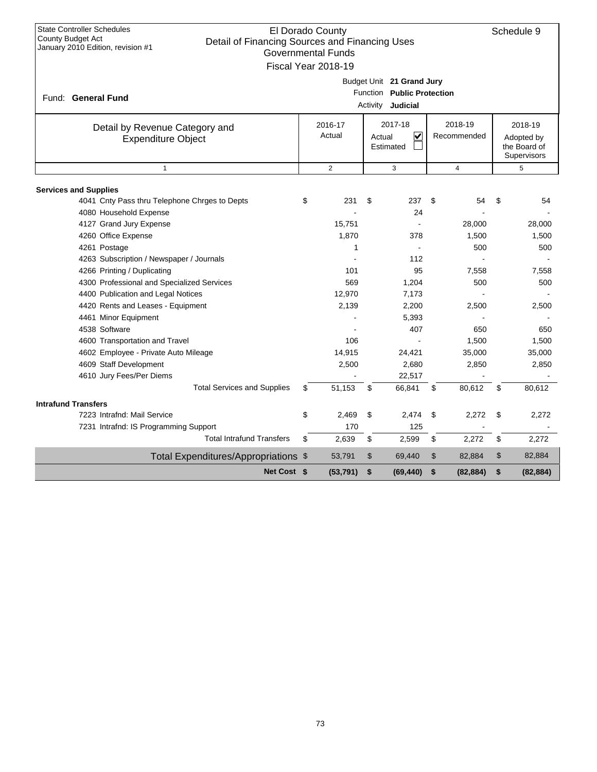State Controller Schedules
County Budget Act
January 2010 Edition, revision #1

# El Dorado County
## Detail of Financing Sources and Financing Uses
### Governmental Funds
### Fiscal Year 2018-19

Schedule 9

Fund: **General Fund**

Budget Unit **21 Grand Jury**
Function **Public Protection**
Activity **Judicial**

| Detail by Revenue Category and Expenditure Object | 2016-17 Actual | 2017-18 Actual ☑ Estimated ☐ | 2018-19 Recommended | 2018-19 Adopted by the Board of Supervisors |
|---|---|---|---|---|
| 1 | 2 | 3 | 4 | 5 |
| **Services and Supplies** | | | | |
| 4041 Cnty Pass thru Telephone Chrges to Depts | $ 231 | $ 237 | $ 54 | $ 54 |
| 4080 Household Expense | - | 24 | - | - |
| 4127 Grand Jury Expense | 15,751 | - | 28,000 | 28,000 |
| 4260 Office Expense | 1,870 | 378 | 1,500 | 1,500 |
| 4261 Postage | 1 | - | 500 | 500 |
| 4263 Subscription / Newspaper / Journals | - | 112 | - | - |
| 4266 Printing / Duplicating | 101 | 95 | 7,558 | 7,558 |
| 4300 Professional and Specialized Services | 569 | 1,204 | 500 | 500 |
| 4400 Publication and Legal Notices | 12,970 | 7,173 | - | - |
| 4420 Rents and Leases - Equipment | 2,139 | 2,200 | 2,500 | 2,500 |
| 4461 Minor Equipment | - | 5,393 | - | - |
| 4538 Software | - | 407 | 650 | 650 |
| 4600 Transportation and Travel | 106 | - | 1,500 | 1,500 |
| 4602 Employee - Private Auto Mileage | 14,915 | 24,421 | 35,000 | 35,000 |
| 4609 Staff Development | 2,500 | 2,680 | 2,850 | 2,850 |
| 4610 Jury Fees/Per Diems | - | 22,517 | - | - |
| Total Services and Supplies | $ 51,153 | $ 66,841 | $ 80,612 | $ 80,612 |
| **Intrafund Transfers** | | | | |
| 7223 Intrafnd: Mail Service | $ 2,469 | $ 2,474 | $ 2,272 | $ 2,272 |
| 7231 Intrafnd: IS Programming Support | 170 | 125 | - | - |
| Total Intrafund Transfers | $ 2,639 | $ 2,599 | $ 2,272 | $ 2,272 |
| Total Expenditures/Appropriations | $ 53,791 | $ 69,440 | $ 82,884 | $ 82,884 |
| **Net Cost** | **$ (53,791)** | **$ (69,440)** | **$ (82,884)** | **$ (82,884)** |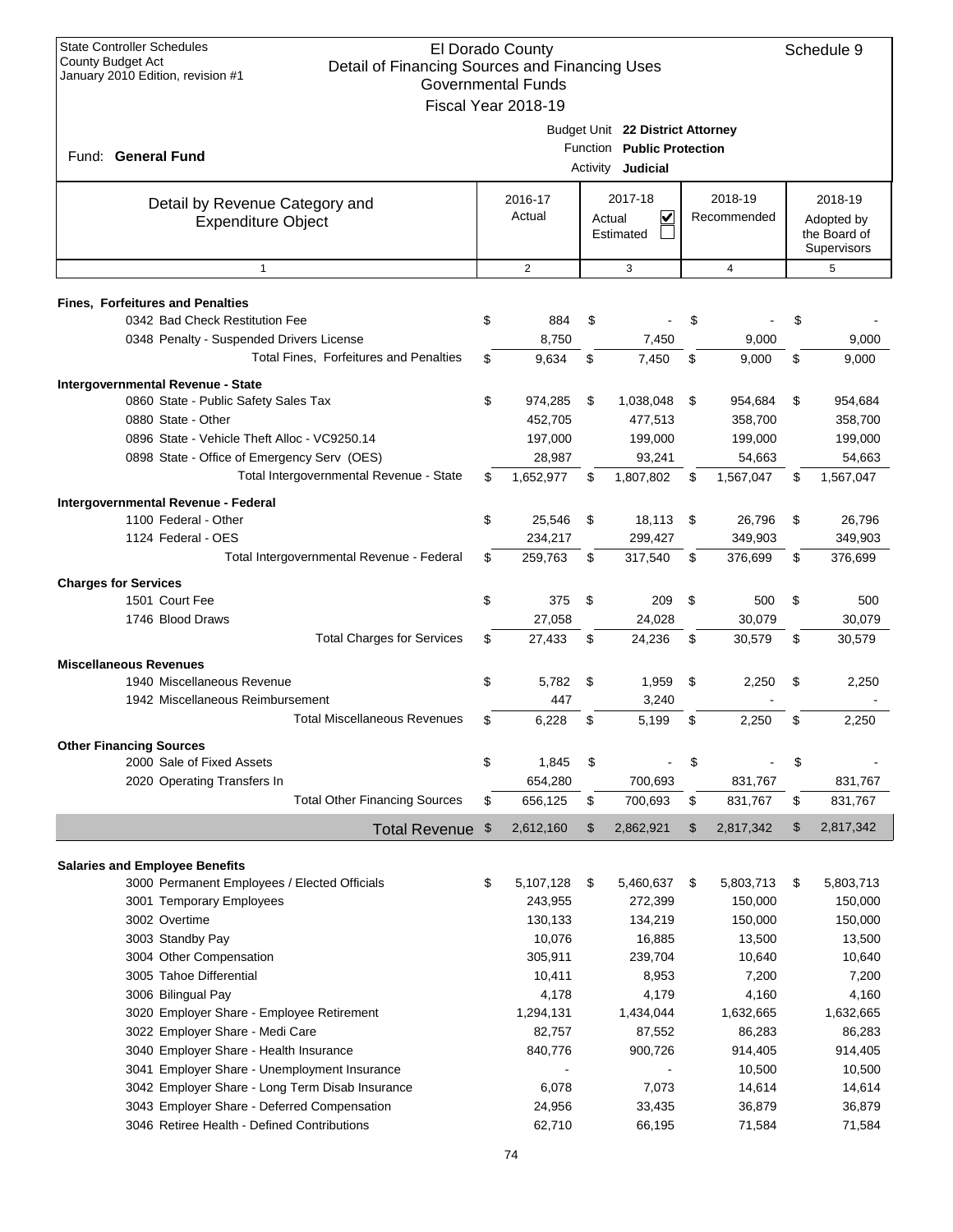State Controller Schedules
County Budget Act
January 2010 Edition, revision #1

# El Dorado County
## Detail of Financing Sources and Financing Uses
### Governmental Funds
### Fiscal Year 2018-19

Schedule 9

Fund: **General Fund**

Budget Unit **22 District Attorney**
Function **Public Protection**
Activity **Judicial**

| Detail by Revenue Category and Expenditure Object | 2016-17 Actual | 2017-18 Actual ☑ Estimated ☐ | 2018-19 Recommended | 2018-19 Adopted by the Board of Supervisors |
|---|---|---|---|---|
| 1 | 2 | 3 | 4 | 5 |
| **Fines, Forfeitures and Penalties** | | | | |
| 0342 Bad Check Restitution Fee | $ 884 | $ - | $ - | $ - |
| 0348 Penalty - Suspended Drivers License | 8,750 | 7,450 | 9,000 | 9,000 |
| Total Fines, Forfeitures and Penalties | $ 9,634 | $ 7,450 | $ 9,000 | $ 9,000 |
| **Intergovernmental Revenue - State** | | | | |
| 0860 State - Public Safety Sales Tax | $ 974,285 | $ 1,038,048 | $ 954,684 | $ 954,684 |
| 0880 State - Other | 452,705 | 477,513 | 358,700 | 358,700 |
| 0896 State - Vehicle Theft Alloc - VC9250.14 | 197,000 | 199,000 | 199,000 | 199,000 |
| 0898 State - Office of Emergency Serv (OES) | 28,987 | 93,241 | 54,663 | 54,663 |
| Total Intergovernmental Revenue - State | $ 1,652,977 | $ 1,807,802 | $ 1,567,047 | $ 1,567,047 |
| **Intergovernmental Revenue - Federal** | | | | |
| 1100 Federal - Other | $ 25,546 | $ 18,113 | $ 26,796 | $ 26,796 |
| 1124 Federal - OES | 234,217 | 299,427 | 349,903 | 349,903 |
| Total Intergovernmental Revenue - Federal | $ 259,763 | $ 317,540 | $ 376,699 | $ 376,699 |
| **Charges for Services** | | | | |
| 1501 Court Fee | $ 375 | $ 209 | $ 500 | $ 500 |
| 1746 Blood Draws | 27,058 | 24,028 | 30,079 | 30,079 |
| Total Charges for Services | $ 27,433 | $ 24,236 | $ 30,579 | $ 30,579 |
| **Miscellaneous Revenues** | | | | |
| 1940 Miscellaneous Revenue | $ 5,782 | $ 1,959 | $ 2,250 | $ 2,250 |
| 1942 Miscellaneous Reimbursement | 447 | 3,240 | - | - |
| Total Miscellaneous Revenues | $ 6,228 | $ 5,199 | $ 2,250 | $ 2,250 |
| **Other Financing Sources** | | | | |
| 2000 Sale of Fixed Assets | $ 1,845 | $ - | $ - | $ - |
| 2020 Operating Transfers In | 654,280 | 700,693 | 831,767 | 831,767 |
| Total Other Financing Sources | $ 656,125 | $ 700,693 | $ 831,767 | $ 831,767 |
| **Total Revenue** | $ 2,612,160 | $ 2,862,921 | $ 2,817,342 | $ 2,817,342 |
| **Salaries and Employee Benefits** | | | | |
| 3000 Permanent Employees / Elected Officials | $ 5,107,128 | $ 5,460,637 | $ 5,803,713 | $ 5,803,713 |
| 3001 Temporary Employees | 243,955 | 272,399 | 150,000 | 150,000 |
| 3002 Overtime | 130,133 | 134,219 | 150,000 | 150,000 |
| 3003 Standby Pay | 10,076 | 16,885 | 13,500 | 13,500 |
| 3004 Other Compensation | 305,911 | 239,704 | 10,640 | 10,640 |
| 3005 Tahoe Differential | 10,411 | 8,953 | 7,200 | 7,200 |
| 3006 Bilingual Pay | 4,178 | 4,179 | 4,160 | 4,160 |
| 3020 Employer Share - Employee Retirement | 1,294,131 | 1,434,044 | 1,632,665 | 1,632,665 |
| 3022 Employer Share - Medi Care | 82,757 | 87,552 | 86,283 | 86,283 |
| 3040 Employer Share - Health Insurance | 840,776 | 900,726 | 914,405 | 914,405 |
| 3041 Employer Share - Unemployment Insurance | - | - | 10,500 | 10,500 |
| 3042 Employer Share - Long Term Disab Insurance | 6,078 | 7,073 | 14,614 | 14,614 |
| 3043 Employer Share - Deferred Compensation | 24,956 | 33,435 | 36,879 | 36,879 |
| 3046 Retiree Health - Defined Contributions | 62,710 | 66,195 | 71,584 | 71,584 |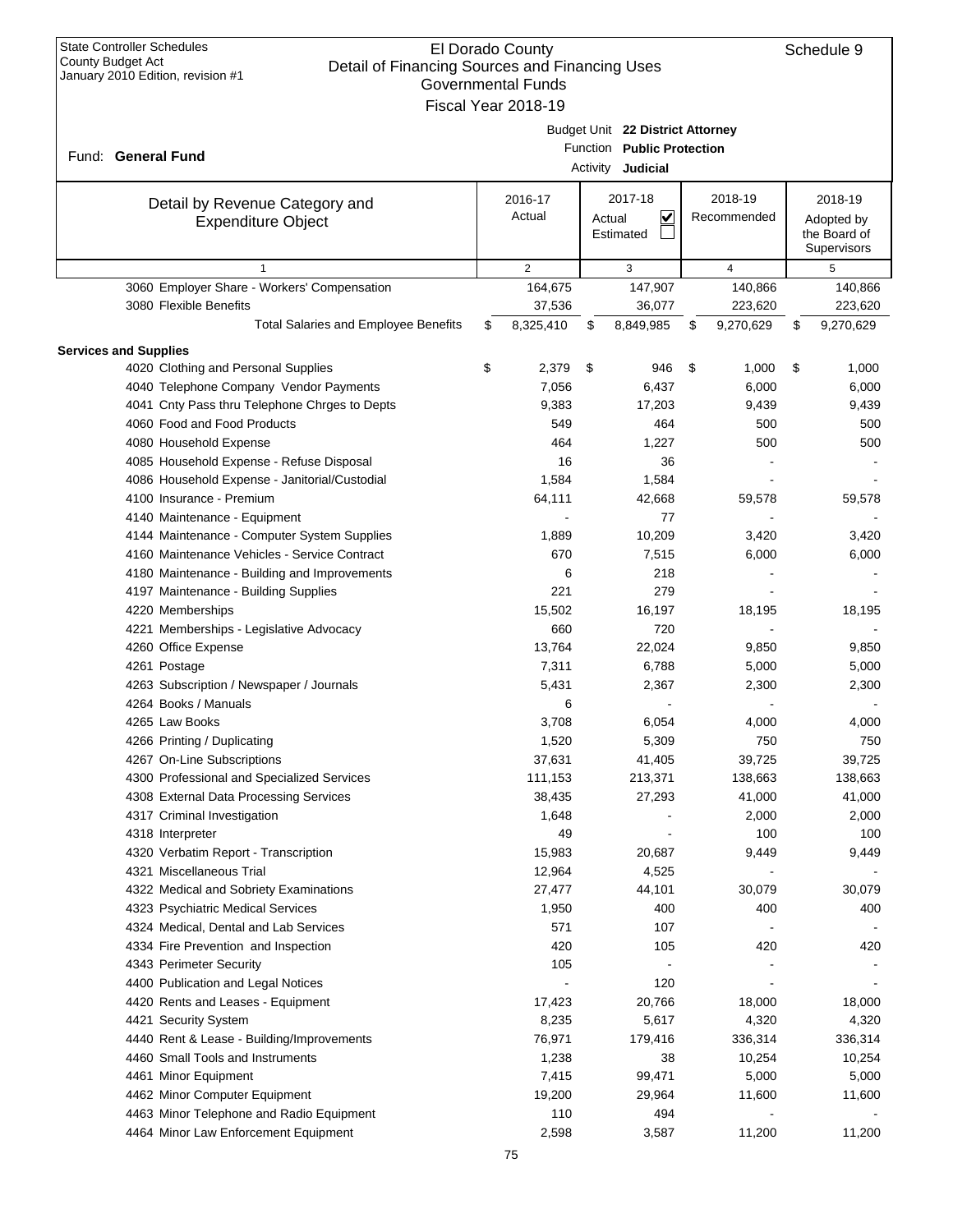State Controller Schedules
County Budget Act
January 2010 Edition, revision #1

# El Dorado County
## Detail of Financing Sources and Financing Uses
### Governmental Funds
### Fiscal Year 2018-19

Schedule 9

Fund: **General Fund**

Budget Unit **22 District Attorney**
Function **Public Protection**
Activity **Judicial**

| Detail by Revenue Category and Expenditure Object | 2016-17 Actual | 2017-18 Actual ☑ Estimated ☐ | 2018-19 Recommended | 2018-19 Adopted by the Board of Supervisors |
|---|---|---|---|---|
| 1 | 2 | 3 | 4 | 5 |
| 3060 Employer Share - Workers' Compensation | 164,675 | 147,907 | 140,866 | 140,866 |
| 3080 Flexible Benefits | 37,536 | 36,077 | 223,620 | 223,620 |
| Total Salaries and Employee Benefits | $ 8,325,410 | $ 8,849,985 | $ 9,270,629 | $ 9,270,629 |
| **Services and Supplies** | | | | |
| 4020 Clothing and Personal Supplies | $ 2,379 | $ 946 | $ 1,000 | $ 1,000 |
| 4040 Telephone Company Vendor Payments | 7,056 | 6,437 | 6,000 | 6,000 |
| 4041 Cnty Pass thru Telephone Chrges to Depts | 9,383 | 17,203 | 9,439 | 9,439 |
| 4060 Food and Food Products | 549 | 464 | 500 | 500 |
| 4080 Household Expense | 464 | 1,227 | 500 | 500 |
| 4085 Household Expense - Refuse Disposal | 16 | 36 | - | - |
| 4086 Household Expense - Janitorial/Custodial | 1,584 | 1,584 | - | - |
| 4100 Insurance - Premium | 64,111 | 42,668 | 59,578 | 59,578 |
| 4140 Maintenance - Equipment | - | 77 | - | - |
| 4144 Maintenance - Computer System Supplies | 1,889 | 10,209 | 3,420 | 3,420 |
| 4160 Maintenance Vehicles - Service Contract | 670 | 7,515 | 6,000 | 6,000 |
| 4180 Maintenance - Building and Improvements | 6 | 218 | - | - |
| 4197 Maintenance - Building Supplies | 221 | 279 | - | - |
| 4220 Memberships | 15,502 | 16,197 | 18,195 | 18,195 |
| 4221 Memberships - Legislative Advocacy | 660 | 720 | - | - |
| 4260 Office Expense | 13,764 | 22,024 | 9,850 | 9,850 |
| 4261 Postage | 7,311 | 6,788 | 5,000 | 5,000 |
| 4263 Subscription / Newspaper / Journals | 5,431 | 2,367 | 2,300 | 2,300 |
| 4264 Books / Manuals | 6 | - | - | - |
| 4265 Law Books | 3,708 | 6,054 | 4,000 | 4,000 |
| 4266 Printing / Duplicating | 1,520 | 5,309 | 750 | 750 |
| 4267 On-Line Subscriptions | 37,631 | 41,405 | 39,725 | 39,725 |
| 4300 Professional and Specialized Services | 111,153 | 213,371 | 138,663 | 138,663 |
| 4308 External Data Processing Services | 38,435 | 27,293 | 41,000 | 41,000 |
| 4317 Criminal Investigation | 1,648 | - | 2,000 | 2,000 |
| 4318 Interpreter | 49 | - | 100 | 100 |
| 4320 Verbatim Report - Transcription | 15,983 | 20,687 | 9,449 | 9,449 |
| 4321 Miscellaneous Trial | 12,964 | 4,525 | - | - |
| 4322 Medical and Sobriety Examinations | 27,477 | 44,101 | 30,079 | 30,079 |
| 4323 Psychiatric Medical Services | 1,950 | 400 | 400 | 400 |
| 4324 Medical, Dental and Lab Services | 571 | 107 | - | - |
| 4334 Fire Prevention and Inspection | 420 | 105 | 420 | 420 |
| 4343 Perimeter Security | 105 | - | - | - |
| 4400 Publication and Legal Notices | - | 120 | - | - |
| 4420 Rents and Leases - Equipment | 17,423 | 20,766 | 18,000 | 18,000 |
| 4421 Security System | 8,235 | 5,617 | 4,320 | 4,320 |
| 4440 Rent & Lease - Building/Improvements | 76,971 | 179,416 | 336,314 | 336,314 |
| 4460 Small Tools and Instruments | 1,238 | 38 | 10,254 | 10,254 |
| 4461 Minor Equipment | 7,415 | 99,471 | 5,000 | 5,000 |
| 4462 Minor Computer Equipment | 19,200 | 29,964 | 11,600 | 11,600 |
| 4463 Minor Telephone and Radio Equipment | 110 | 494 | - | - |
| 4464 Minor Law Enforcement Equipment | 2,598 | 3,587 | 11,200 | 11,200 |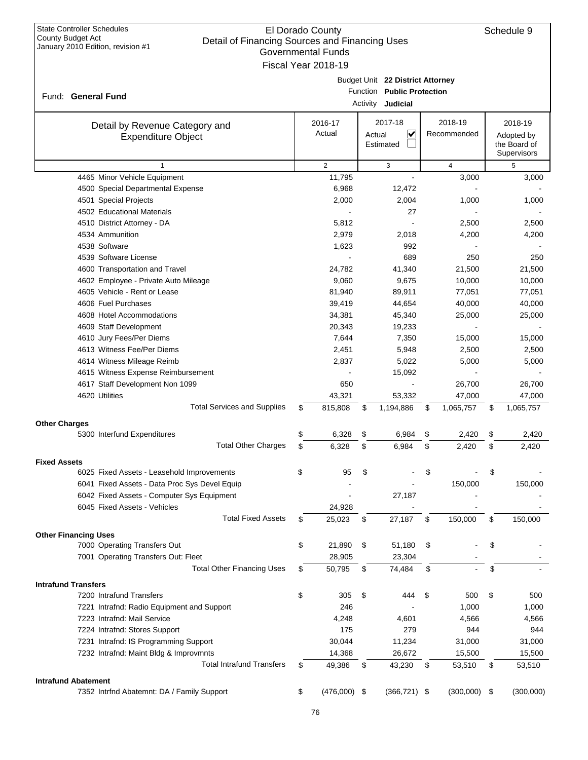State Controller Schedules
County Budget Act
January 2010 Edition, revision #1

# El Dorado County
## Detail of Financing Sources and Financing Uses
### Governmental Funds
### Fiscal Year 2018-19

Schedule 9

Fund: **General Fund**

Budget Unit **22 District Attorney**
Function **Public Protection**
Activity **Judicial**

| Detail by Revenue Category and Expenditure Object | 2016-17 Actual | 2017-18 Actual ☑ Estimated ☐ | 2018-19 Recommended | 2018-19 Adopted by the Board of Supervisors |
|---|---|---|---|---|
| 1 | 2 | 3 | 4 | 5 |
| 4465 Minor Vehicle Equipment | 11,795 | - | 3,000 | 3,000 |
| 4500 Special Departmental Expense | 6,968 | 12,472 | - | - |
| 4501 Special Projects | 2,000 | 2,004 | 1,000 | 1,000 |
| 4502 Educational Materials | - | 27 | - | - |
| 4510 District Attorney - DA | 5,812 | - | 2,500 | 2,500 |
| 4534 Ammunition | 2,979 | 2,018 | 4,200 | 4,200 |
| 4538 Software | 1,623 | 992 | - | - |
| 4539 Software License | - | 689 | 250 | 250 |
| 4600 Transportation and Travel | 24,782 | 41,340 | 21,500 | 21,500 |
| 4602 Employee - Private Auto Mileage | 9,060 | 9,675 | 10,000 | 10,000 |
| 4605 Vehicle - Rent or Lease | 81,940 | 89,911 | 77,051 | 77,051 |
| 4606 Fuel Purchases | 39,419 | 44,654 | 40,000 | 40,000 |
| 4608 Hotel Accommodations | 34,381 | 45,340 | 25,000 | 25,000 |
| 4609 Staff Development | 20,343 | 19,233 | - | - |
| 4610 Jury Fees/Per Diems | 7,644 | 7,350 | 15,000 | 15,000 |
| 4613 Witness Fee/Per Diems | 2,451 | 5,948 | 2,500 | 2,500 |
| 4614 Witness Mileage Reimb | 2,837 | 5,022 | 5,000 | 5,000 |
| 4615 Witness Expense Reimbursement | - | 15,092 | - | - |
| 4617 Staff Development Non 1099 | 650 | - | 26,700 | 26,700 |
| 4620 Utilities | 43,321 | 53,332 | 47,000 | 47,000 |
| Total Services and Supplies | $ 815,808 | $ 1,194,886 | $ 1,065,757 | $ 1,065,757 |
| **Other Charges** | | | | |
| 5300 Interfund Expenditures | $ 6,328 | $ 6,984 | $ 2,420 | $ 2,420 |
| Total Other Charges | $ 6,328 | $ 6,984 | $ 2,420 | $ 2,420 |
| **Fixed Assets** | | | | |
| 6025 Fixed Assets - Leasehold Improvements | $ 95 | $ - | $ - | $ - |
| 6041 Fixed Assets - Data Proc Sys Devel Equip | - | - | 150,000 | 150,000 |
| 6042 Fixed Assets - Computer Sys Equipment | - | 27,187 | - | - |
| 6045 Fixed Assets - Vehicles | 24,928 | - | - | - |
| Total Fixed Assets | $ 25,023 | $ 27,187 | $ 150,000 | $ 150,000 |
| **Other Financing Uses** | | | | |
| 7000 Operating Transfers Out | $ 21,890 | $ 51,180 | $ - | $ - |
| 7001 Operating Transfers Out: Fleet | 28,905 | 23,304 | - | - |
| Total Other Financing Uses | $ 50,795 | $ 74,484 | $ - | $ - |
| **Intrafund Transfers** | | | | |
| 7200 Intrafund Transfers | $ 305 | $ 444 | $ 500 | $ 500 |
| 7221 Intrafnd: Radio Equipment and Support | 246 | - | 1,000 | 1,000 |
| 7223 Intrafnd: Mail Service | 4,248 | 4,601 | 4,566 | 4,566 |
| 7224 Intrafnd: Stores Support | 175 | 279 | 944 | 944 |
| 7231 Intrafnd: IS Programming Support | 30,044 | 11,234 | 31,000 | 31,000 |
| 7232 Intrafnd: Maint Bldg & Improvmnts | 14,368 | 26,672 | 15,500 | 15,500 |
| Total Intrafund Transfers | $ 49,386 | $ 43,230 | $ 53,510 | $ 53,510 |
| **Intrafund Abatement** | | | | |
| 7352 Intrfnd Abatemnt: DA / Family Support | $ (476,000) | $ (366,721) | $ (300,000) | $ (300,000) |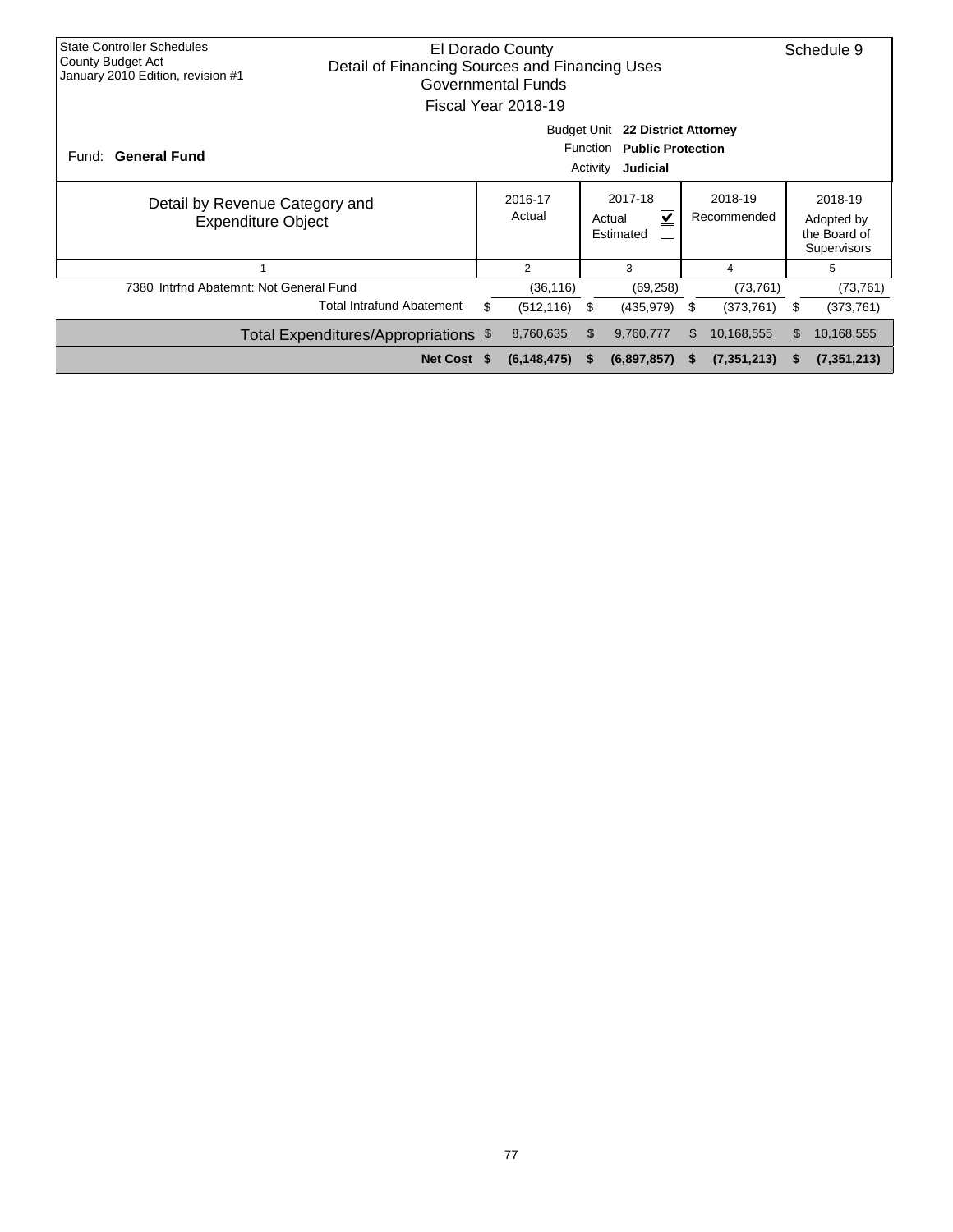State Controller Schedules
County Budget Act
January 2010 Edition, revision #1

# El Dorado County
## Detail of Financing Sources and Financing Uses
### Governmental Funds
### Fiscal Year 2018-19

Schedule 9

Fund: **General Fund**

Budget Unit **22 District Attorney**
Function **Public Protection**
Activity **Judicial**

| Detail by Revenue Category and Expenditure Object | 2016-17 Actual | 2017-18 Actual ☑ Estimated ☐ | 2018-19 Recommended | 2018-19 Adopted by the Board of Supervisors |
|---|---|---|---|---|
| 1 | 2 | 3 | 4 | 5 |
| 7380 Intrfnd Abatemnt: Not General Fund | (36,116) | (69,258) | (73,761) | (73,761) |
| Total Intrafund Abatement | $ (512,116) | $ (435,979) | $ (373,761) | $ (373,761) |
| Total Expenditures/Appropriations | $ 8,760,635 | $ 9,760,777 | $ 10,168,555 | $ 10,168,555 |
| **Net Cost** | **$ (6,148,475)** | **$ (6,897,857)** | **$ (7,351,213)** | **$ (7,351,213)** |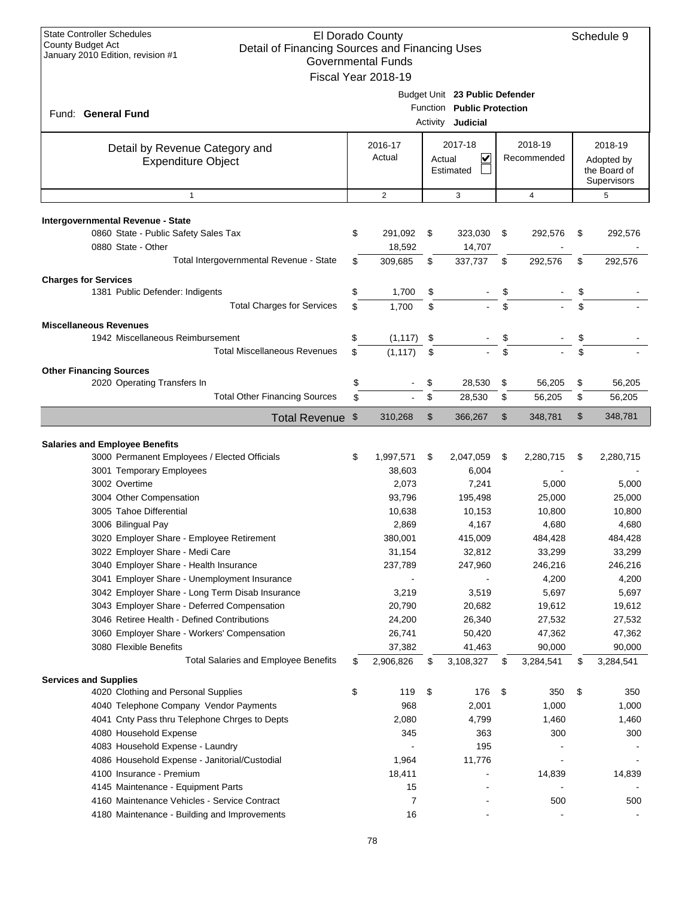State Controller Schedules
County Budget Act
January 2010 Edition, revision #1

# El Dorado County
## Detail of Financing Sources and Financing Uses
### Governmental Funds
### Fiscal Year 2018-19

Schedule 9

Fund: **General Fund**

Budget Unit **23 Public Defender**
Function **Public Protection**
Activity **Judicial**

| Detail by Revenue Category and Expenditure Object | 2016-17 Actual | 2017-18 Actual ☑ Estimated ☐ | 2018-19 Recommended | 2018-19 Adopted by the Board of Supervisors |
|---|---|---|---|---|
| 1 | 2 | 3 | 4 | 5 |
| **Intergovernmental Revenue - State** | | | | |
| 0860 State - Public Safety Sales Tax | $ 291,092 | $ 323,030 | $ 292,576 | $ 292,576 |
| 0880 State - Other | 18,592 | 14,707 | - | - |
| Total Intergovernmental Revenue - State | $ 309,685 | $ 337,737 | $ 292,576 | $ 292,576 |
| **Charges for Services** | | | | |
| 1381 Public Defender: Indigents | $ 1,700 | $ - | $ - | $ - |
| Total Charges for Services | $ 1,700 | $ - | $ - | $ - |
| **Miscellaneous Revenues** | | | | |
| 1942 Miscellaneous Reimbursement | $ (1,117) | $ - | $ - | $ - |
| Total Miscellaneous Revenues | $ (1,117) | $ - | $ - | $ - |
| **Other Financing Sources** | | | | |
| 2020 Operating Transfers In | $ - | $ 28,530 | $ 56,205 | $ 56,205 |
| Total Other Financing Sources | $ - | $ 28,530 | $ 56,205 | $ 56,205 |
| **Total Revenue** | $ 310,268 | $ 366,267 | $ 348,781 | $ 348,781 |
| **Salaries and Employee Benefits** | | | | |
| 3000 Permanent Employees / Elected Officials | $ 1,997,571 | $ 2,047,059 | $ 2,280,715 | $ 2,280,715 |
| 3001 Temporary Employees | 38,603 | 6,004 | - | - |
| 3002 Overtime | 2,073 | 7,241 | 5,000 | 5,000 |
| 3004 Other Compensation | 93,796 | 195,498 | 25,000 | 25,000 |
| 3005 Tahoe Differential | 10,638 | 10,153 | 10,800 | 10,800 |
| 3006 Bilingual Pay | 2,869 | 4,167 | 4,680 | 4,680 |
| 3020 Employer Share - Employee Retirement | 380,001 | 415,009 | 484,428 | 484,428 |
| 3022 Employer Share - Medi Care | 31,154 | 32,812 | 33,299 | 33,299 |
| 3040 Employer Share - Health Insurance | 237,789 | 247,960 | 246,216 | 246,216 |
| 3041 Employer Share - Unemployment Insurance | - | - | 4,200 | 4,200 |
| 3042 Employer Share - Long Term Disab Insurance | 3,219 | 3,519 | 5,697 | 5,697 |
| 3043 Employer Share - Deferred Compensation | 20,790 | 20,682 | 19,612 | 19,612 |
| 3046 Retiree Health - Defined Contributions | 24,200 | 26,340 | 27,532 | 27,532 |
| 3060 Employer Share - Workers' Compensation | 26,741 | 50,420 | 47,362 | 47,362 |
| 3080 Flexible Benefits | 37,382 | 41,463 | 90,000 | 90,000 |
| Total Salaries and Employee Benefits | $ 2,906,826 | $ 3,108,327 | $ 3,284,541 | $ 3,284,541 |
| **Services and Supplies** | | | | |
| 4020 Clothing and Personal Supplies | $ 119 | $ 176 | $ 350 | $ 350 |
| 4040 Telephone Company Vendor Payments | 968 | 2,001 | 1,000 | 1,000 |
| 4041 Cnty Pass thru Telephone Chrges to Depts | 2,080 | 4,799 | 1,460 | 1,460 |
| 4080 Household Expense | 345 | 363 | 300 | 300 |
| 4083 Household Expense - Laundry | - | 195 | - | - |
| 4086 Household Expense - Janitorial/Custodial | 1,964 | 11,776 | - | - |
| 4100 Insurance - Premium | 18,411 | - | 14,839 | 14,839 |
| 4145 Maintenance - Equipment Parts | 15 | - | - | - |
| 4160 Maintenance Vehicles - Service Contract | 7 | - | 500 | 500 |
| 4180 Maintenance - Building and Improvements | 16 | - | - | - |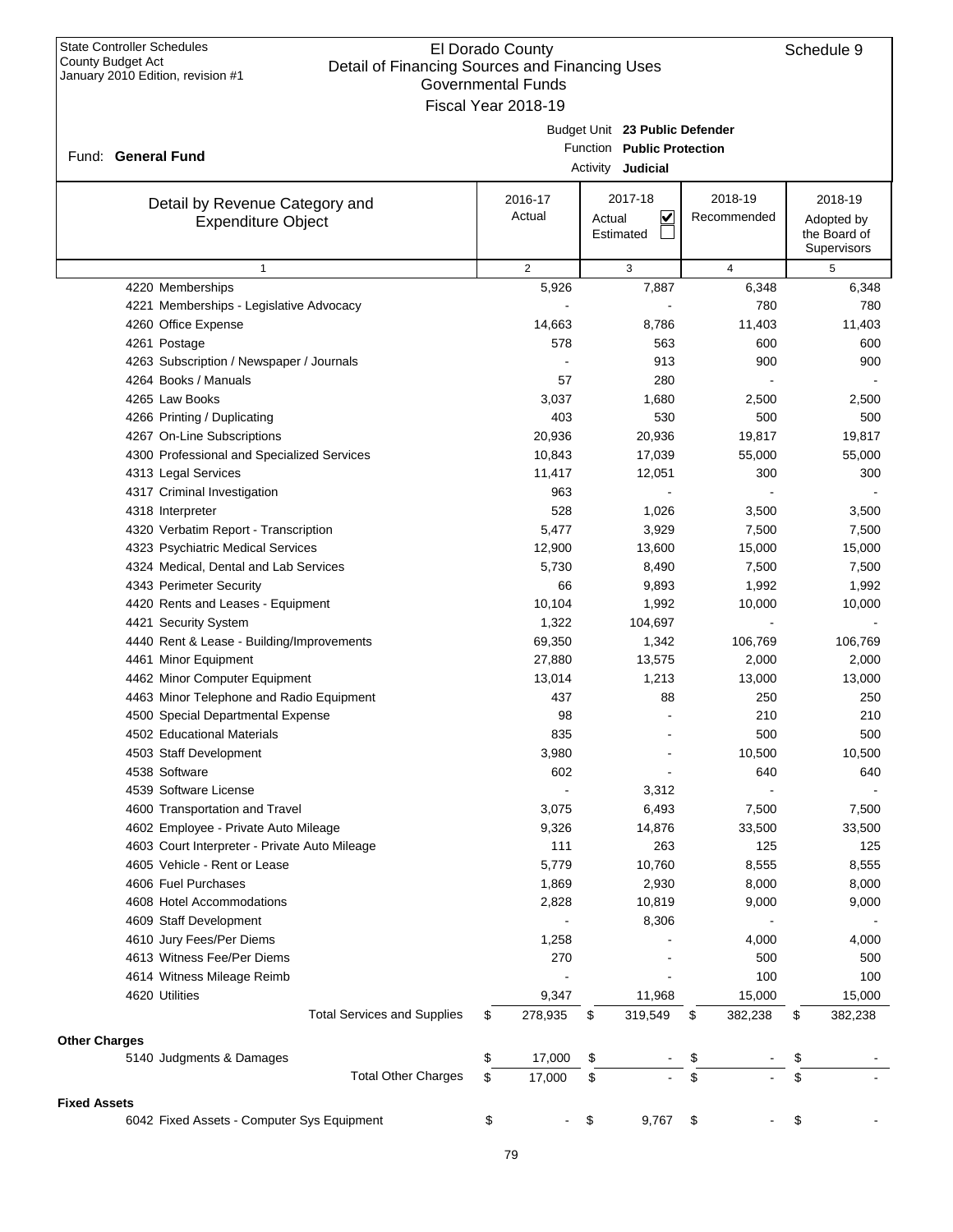State Controller Schedules
County Budget Act
January 2010 Edition, revision #1

# El Dorado County
## Detail of Financing Sources and Financing Uses
### Governmental Funds
### Fiscal Year 2018-19

Schedule 9

Fund: **General Fund**

Budget Unit **23 Public Defender**
Function **Public Protection**
Activity **Judicial**

| Detail by Revenue Category and Expenditure Object | 2016-17 Actual | 2017-18 Actual ☑ Estimated ☐ | 2018-19 Recommended | 2018-19 Adopted by the Board of Supervisors |
|---|---|---|---|---|
| 1 | 2 | 3 | 4 | 5 |
| 4220 Memberships | 5,926 | 7,887 | 6,348 | 6,348 |
| 4221 Memberships - Legislative Advocacy | - | - | 780 | 780 |
| 4260 Office Expense | 14,663 | 8,786 | 11,403 | 11,403 |
| 4261 Postage | 578 | 563 | 600 | 600 |
| 4263 Subscription / Newspaper / Journals | - | 913 | 900 | 900 |
| 4264 Books / Manuals | 57 | 280 | - | - |
| 4265 Law Books | 3,037 | 1,680 | 2,500 | 2,500 |
| 4266 Printing / Duplicating | 403 | 530 | 500 | 500 |
| 4267 On-Line Subscriptions | 20,936 | 20,936 | 19,817 | 19,817 |
| 4300 Professional and Specialized Services | 10,843 | 17,039 | 55,000 | 55,000 |
| 4313 Legal Services | 11,417 | 12,051 | 300 | 300 |
| 4317 Criminal Investigation | 963 | - | - | - |
| 4318 Interpreter | 528 | 1,026 | 3,500 | 3,500 |
| 4320 Verbatim Report - Transcription | 5,477 | 3,929 | 7,500 | 7,500 |
| 4323 Psychiatric Medical Services | 12,900 | 13,600 | 15,000 | 15,000 |
| 4324 Medical, Dental and Lab Services | 5,730 | 8,490 | 7,500 | 7,500 |
| 4343 Perimeter Security | 66 | 9,893 | 1,992 | 1,992 |
| 4420 Rents and Leases - Equipment | 10,104 | 1,992 | 10,000 | 10,000 |
| 4421 Security System | 1,322 | 104,697 | - | - |
| 4440 Rent & Lease - Building/Improvements | 69,350 | 1,342 | 106,769 | 106,769 |
| 4461 Minor Equipment | 27,880 | 13,575 | 2,000 | 2,000 |
| 4462 Minor Computer Equipment | 13,014 | 1,213 | 13,000 | 13,000 |
| 4463 Minor Telephone and Radio Equipment | 437 | 88 | 250 | 250 |
| 4500 Special Departmental Expense | 98 | - | 210 | 210 |
| 4502 Educational Materials | 835 | - | 500 | 500 |
| 4503 Staff Development | 3,980 | - | 10,500 | 10,500 |
| 4538 Software | 602 | - | 640 | 640 |
| 4539 Software License | - | 3,312 | - | - |
| 4600 Transportation and Travel | 3,075 | 6,493 | 7,500 | 7,500 |
| 4602 Employee - Private Auto Mileage | 9,326 | 14,876 | 33,500 | 33,500 |
| 4603 Court Interpreter - Private Auto Mileage | 111 | 263 | 125 | 125 |
| 4605 Vehicle - Rent or Lease | 5,779 | 10,760 | 8,555 | 8,555 |
| 4606 Fuel Purchases | 1,869 | 2,930 | 8,000 | 8,000 |
| 4608 Hotel Accommodations | 2,828 | 10,819 | 9,000 | 9,000 |
| 4609 Staff Development | - | 8,306 | - | - |
| 4610 Jury Fees/Per Diems | 1,258 | - | 4,000 | 4,000 |
| 4613 Witness Fee/Per Diems | 270 | - | 500 | 500 |
| 4614 Witness Mileage Reimb | - | - | 100 | 100 |
| 4620 Utilities | 9,347 | 11,968 | 15,000 | 15,000 |
| Total Services and Supplies | $ 278,935 | $ 319,549 | $ 382,238 | $ 382,238 |
| **Other Charges** | | | | |
| 5140 Judgments & Damages | $ 17,000 | $ - | $ - | $ - |
| Total Other Charges | $ 17,000 | $ - | $ - | $ - |
| **Fixed Assets** | | | | |
| 6042 Fixed Assets - Computer Sys Equipment | $ - | $ 9,767 | $ - | $ - |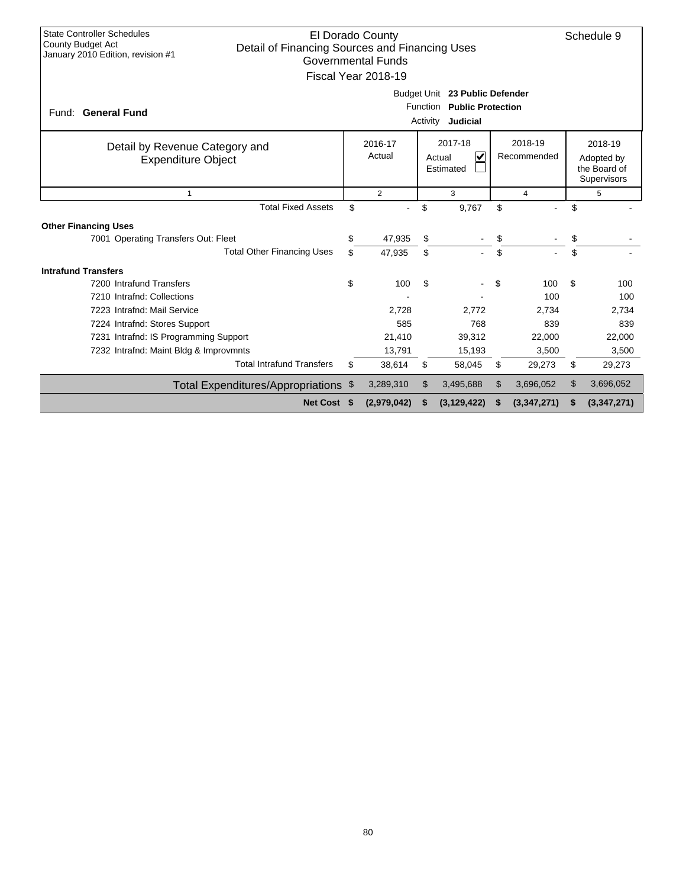State Controller Schedules
County Budget Act
January 2010 Edition, revision #1

# El Dorado County
## Detail of Financing Sources and Financing Uses
### Governmental Funds
### Fiscal Year 2018-19

Schedule 9

Fund: **General Fund**

Budget Unit **23 Public Defender**
Function **Public Protection**
Activity **Judicial**

| Detail by Revenue Category and Expenditure Object | 2016-17 Actual | 2017-18 Actual ☑ Estimated ☐ | 2018-19 Recommended | 2018-19 Adopted by the Board of Supervisors |
|---|---|---|---|---|
| 1 | 2 | 3 | 4 | 5 |
| Total Fixed Assets | $ - | $ 9,767 | $ - | $ - |
| **Other Financing Uses** | | | | |
| 7001 Operating Transfers Out: Fleet | $ 47,935 | $ - | $ - | $ - |
| Total Other Financing Uses | $ 47,935 | $ - | $ - | $ - |
| **Intrafund Transfers** | | | | |
| 7200 Intrafund Transfers | $ 100 | $ - | $ 100 | $ 100 |
| 7210 Intrafnd: Collections | - | - | 100 | 100 |
| 7223 Intrafnd: Mail Service | 2,728 | 2,772 | 2,734 | 2,734 |
| 7224 Intrafnd: Stores Support | 585 | 768 | 839 | 839 |
| 7231 Intrafnd: IS Programming Support | 21,410 | 39,312 | 22,000 | 22,000 |
| 7232 Intrafnd: Maint Bldg & Improvmnts | 13,791 | 15,193 | 3,500 | 3,500 |
| Total Intrafund Transfers | $ 38,614 | $ 58,045 | $ 29,273 | $ 29,273 |
| Total Expenditures/Appropriations | $ 3,289,310 | $ 3,495,688 | $ 3,696,052 | $ 3,696,052 |
| **Net Cost** | **$ (2,979,042)** | **$ (3,129,422)** | **$ (3,347,271)** | **$ (3,347,271)** |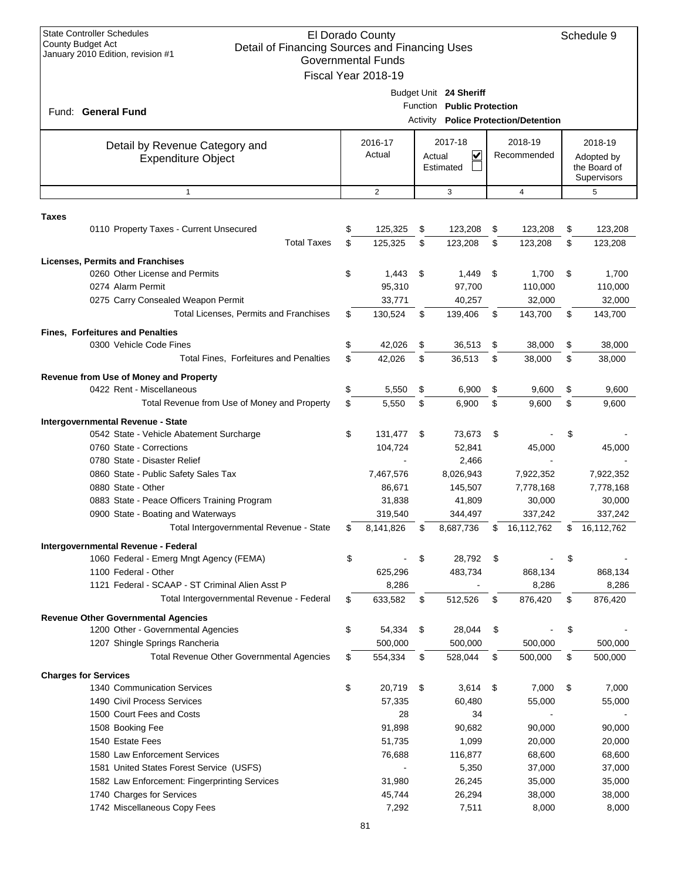State Controller Schedules
County Budget Act
January 2010 Edition, revision #1

# El Dorado County
## Detail of Financing Sources and Financing Uses
### Governmental Funds
### Fiscal Year 2018-19

Schedule 9

Fund: **General Fund**

Budget Unit **24 Sheriff**
Function **Public Protection**
Activity **Police Protection/Detention**

| Detail by Revenue Category and Expenditure Object | 2016-17 Actual | 2017-18 Actual ☑ Estimated ☐ | 2018-19 Recommended | 2018-19 Adopted by the Board of Supervisors |
|---|---|---|---|---|
| 1 | 2 | 3 | 4 | 5 |
| **Taxes** | | | | |
| 0110 Property Taxes - Current Unsecured | $ 125,325 | $ 123,208 | $ 123,208 | $ 123,208 |
| Total Taxes | $ 125,325 | $ 123,208 | $ 123,208 | $ 123,208 |
| **Licenses, Permits and Franchises** | | | | |
| 0260 Other License and Permits | $ 1,443 | $ 1,449 | $ 1,700 | $ 1,700 |
| 0274 Alarm Permit | 95,310 | 97,700 | 110,000 | 110,000 |
| 0275 Carry Consealed Weapon Permit | 33,771 | 40,257 | 32,000 | 32,000 |
| Total Licenses, Permits and Franchises | $ 130,524 | $ 139,406 | $ 143,700 | $ 143,700 |
| **Fines, Forfeitures and Penalties** | | | | |
| 0300 Vehicle Code Fines | $ 42,026 | $ 36,513 | $ 38,000 | $ 38,000 |
| Total Fines, Forfeitures and Penalties | $ 42,026 | $ 36,513 | $ 38,000 | $ 38,000 |
| **Revenue from Use of Money and Property** | | | | |
| 0422 Rent - Miscellaneous | $ 5,550 | $ 6,900 | $ 9,600 | $ 9,600 |
| Total Revenue from Use of Money and Property | $ 5,550 | $ 6,900 | $ 9,600 | $ 9,600 |
| **Intergovernmental Revenue - State** | | | | |
| 0542 State - Vehicle Abatement Surcharge | $ 131,477 | $ 73,673 | $ - | $ - |
| 0760 State - Corrections | 104,724 | 52,841 | 45,000 | 45,000 |
| 0780 State - Disaster Relief | - | 2,466 | - | - |
| 0860 State - Public Safety Sales Tax | 7,467,576 | 8,026,943 | 7,922,352 | 7,922,352 |
| 0880 State - Other | 86,671 | 145,507 | 7,778,168 | 7,778,168 |
| 0883 State - Peace Officers Training Program | 31,838 | 41,809 | 30,000 | 30,000 |
| 0900 State - Boating and Waterways | 319,540 | 344,497 | 337,242 | 337,242 |
| Total Intergovernmental Revenue - State | $ 8,141,826 | $ 8,687,736 | $ 16,112,762 | $ 16,112,762 |
| **Intergovernmental Revenue - Federal** | | | | |
| 1060 Federal - Emerg Mngt Agency (FEMA) | $ - | $ 28,792 | $ - | $ - |
| 1100 Federal - Other | 625,296 | 483,734 | 868,134 | 868,134 |
| 1121 Federal - SCAAP - ST Criminal Alien Asst P | 8,286 | - | 8,286 | 8,286 |
| Total Intergovernmental Revenue - Federal | $ 633,582 | $ 512,526 | $ 876,420 | $ 876,420 |
| **Revenue Other Governmental Agencies** | | | | |
| 1200 Other - Governmental Agencies | $ 54,334 | $ 28,044 | $ - | $ - |
| 1207 Shingle Springs Rancheria | 500,000 | 500,000 | 500,000 | 500,000 |
| Total Revenue Other Governmental Agencies | $ 554,334 | $ 528,044 | $ 500,000 | $ 500,000 |
| **Charges for Services** | | | | |
| 1340 Communication Services | $ 20,719 | $ 3,614 | $ 7,000 | $ 7,000 |
| 1490 Civil Process Services | 57,335 | 60,480 | 55,000 | 55,000 |
| 1500 Court Fees and Costs | 28 | 34 | - | - |
| 1508 Booking Fee | 91,898 | 90,682 | 90,000 | 90,000 |
| 1540 Estate Fees | 51,735 | 1,099 | 20,000 | 20,000 |
| 1580 Law Enforcement Services | 76,688 | 116,877 | 68,600 | 68,600 |
| 1581 United States Forest Service (USFS) | - | 5,350 | 37,000 | 37,000 |
| 1582 Law Enforcement: Fingerprinting Services | 31,980 | 26,245 | 35,000 | 35,000 |
| 1740 Charges for Services | 45,744 | 26,294 | 38,000 | 38,000 |
| 1742 Miscellaneous Copy Fees | 7,292 | 7,511 | 8,000 | 8,000 |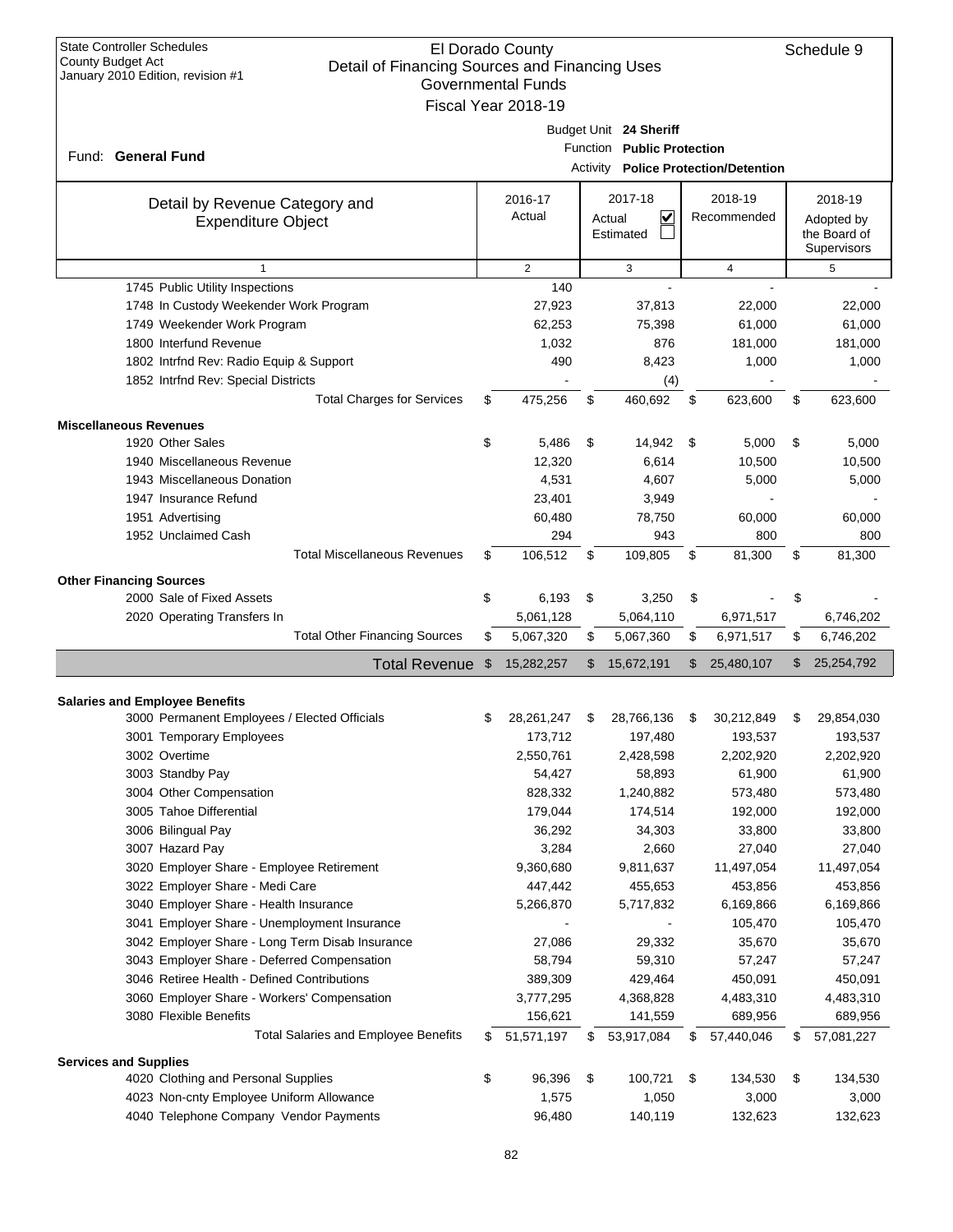State Controller Schedules
County Budget Act
January 2010 Edition, revision #1

El Dorado County
Detail of Financing Sources and Financing Uses
Governmental Funds
Fiscal Year 2018-19

Schedule 9

Fund: **General Fund**

Budget Unit **24 Sheriff**
Function **Public Protection**
Activity **Police Protection/Detention**

| Detail by Revenue Category and Expenditure Object | 2016-17 Actual | 2017-18 Actual ☑ Estimated ☐ | 2018-19 Recommended | 2018-19 Adopted by the Board of Supervisors |
|---|---|---|---|---|
| 1 | 2 | 3 | 4 | 5 |
| 1745 Public Utility Inspections | 140 | - | - | - |
| 1748 In Custody Weekender Work Program | 27,923 | 37,813 | 22,000 | 22,000 |
| 1749 Weekender Work Program | 62,253 | 75,398 | 61,000 | 61,000 |
| 1800 Interfund Revenue | 1,032 | 876 | 181,000 | 181,000 |
| 1802 Intrfnd Rev: Radio Equip & Support | 490 | 8,423 | 1,000 | 1,000 |
| 1852 Intrfnd Rev: Special Districts | - | (4) | - | - |
| Total Charges for Services | $ 475,256 | $ 460,692 | $ 623,600 | $ 623,600 |
| **Miscellaneous Revenues** | | | | |
| 1920 Other Sales | $ 5,486 | $ 14,942 | $ 5,000 | $ 5,000 |
| 1940 Miscellaneous Revenue | 12,320 | 6,614 | 10,500 | 10,500 |
| 1943 Miscellaneous Donation | 4,531 | 4,607 | 5,000 | 5,000 |
| 1947 Insurance Refund | 23,401 | 3,949 | - | - |
| 1951 Advertising | 60,480 | 78,750 | 60,000 | 60,000 |
| 1952 Unclaimed Cash | 294 | 943 | 800 | 800 |
| Total Miscellaneous Revenues | $ 106,512 | $ 109,805 | $ 81,300 | $ 81,300 |
| **Other Financing Sources** | | | | |
| 2000 Sale of Fixed Assets | $ 6,193 | $ 3,250 | $ - | $ - |
| 2020 Operating Transfers In | 5,061,128 | 5,064,110 | 6,971,517 | 6,746,202 |
| Total Other Financing Sources | $ 5,067,320 | $ 5,067,360 | $ 6,971,517 | $ 6,746,202 |
| **Total Revenue** | $ 15,282,257 | $ 15,672,191 | $ 25,480,107 | $ 25,254,792 |
| **Salaries and Employee Benefits** | | | | |
| 3000 Permanent Employees / Elected Officials | $ 28,261,247 | $ 28,766,136 | $ 30,212,849 | $ 29,854,030 |
| 3001 Temporary Employees | 173,712 | 197,480 | 193,537 | 193,537 |
| 3002 Overtime | 2,550,761 | 2,428,598 | 2,202,920 | 2,202,920 |
| 3003 Standby Pay | 54,427 | 58,893 | 61,900 | 61,900 |
| 3004 Other Compensation | 828,332 | 1,240,882 | 573,480 | 573,480 |
| 3005 Tahoe Differential | 179,044 | 174,514 | 192,000 | 192,000 |
| 3006 Bilingual Pay | 36,292 | 34,303 | 33,800 | 33,800 |
| 3007 Hazard Pay | 3,284 | 2,660 | 27,040 | 27,040 |
| 3020 Employer Share - Employee Retirement | 9,360,680 | 9,811,637 | 11,497,054 | 11,497,054 |
| 3022 Employer Share - Medi Care | 447,442 | 455,653 | 453,856 | 453,856 |
| 3040 Employer Share - Health Insurance | 5,266,870 | 5,717,832 | 6,169,866 | 6,169,866 |
| 3041 Employer Share - Unemployment Insurance | - | - | 105,470 | 105,470 |
| 3042 Employer Share - Long Term Disab Insurance | 27,086 | 29,332 | 35,670 | 35,670 |
| 3043 Employer Share - Deferred Compensation | 58,794 | 59,310 | 57,247 | 57,247 |
| 3046 Retiree Health - Defined Contributions | 389,309 | 429,464 | 450,091 | 450,091 |
| 3060 Employer Share - Workers' Compensation | 3,777,295 | 4,368,828 | 4,483,310 | 4,483,310 |
| 3080 Flexible Benefits | 156,621 | 141,559 | 689,956 | 689,956 |
| Total Salaries and Employee Benefits | $ 51,571,197 | $ 53,917,084 | $ 57,440,046 | $ 57,081,227 |
| **Services and Supplies** | | | | |
| 4020 Clothing and Personal Supplies | $ 96,396 | $ 100,721 | $ 134,530 | $ 134,530 |
| 4023 Non-cnty Employee Uniform Allowance | 1,575 | 1,050 | 3,000 | 3,000 |
| 4040 Telephone Company Vendor Payments | 96,480 | 140,119 | 132,623 | 132,623 |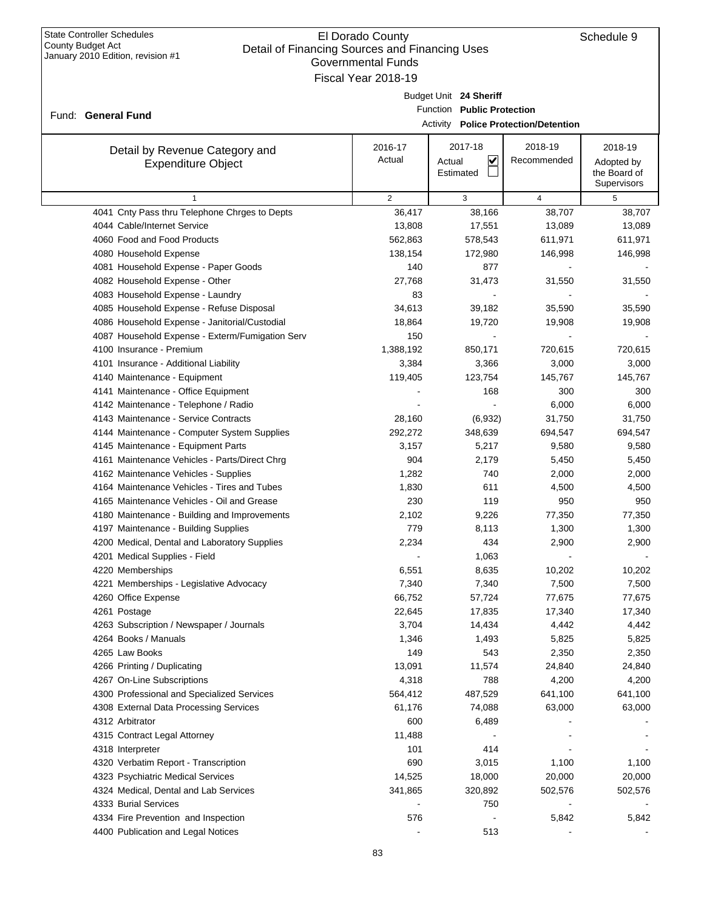State Controller Schedules
County Budget Act
January 2010 Edition, revision #1

El Dorado County
Detail of Financing Sources and Financing Uses
Governmental Funds
Fiscal Year 2018-19

Schedule 9

Fund: **General Fund**

Budget Unit **24 Sheriff**
Function **Public Protection**
Activity **Police Protection/Detention**

| Detail by Revenue Category and Expenditure Object | 2016-17 Actual | 2017-18 Actual ☑ Estimated ☐ | 2018-19 Recommended | 2018-19 Adopted by the Board of Supervisors |
|---|---|---|---|---|
| 1 | 2 | 3 | 4 | 5 |
| 4041 Cnty Pass thru Telephone Chrges to Depts | 36,417 | 38,166 | 38,707 | 38,707 |
| 4044 Cable/Internet Service | 13,808 | 17,551 | 13,089 | 13,089 |
| 4060 Food and Food Products | 562,863 | 578,543 | 611,971 | 611,971 |
| 4080 Household Expense | 138,154 | 172,980 | 146,998 | 146,998 |
| 4081 Household Expense - Paper Goods | 140 | 877 | - | - |
| 4082 Household Expense - Other | 27,768 | 31,473 | 31,550 | 31,550 |
| 4083 Household Expense - Laundry | 83 | - | - | - |
| 4085 Household Expense - Refuse Disposal | 34,613 | 39,182 | 35,590 | 35,590 |
| 4086 Household Expense - Janitorial/Custodial | 18,864 | 19,720 | 19,908 | 19,908 |
| 4087 Household Expense - Exterm/Fumigation Serv | 150 | - | - | - |
| 4100 Insurance - Premium | 1,388,192 | 850,171 | 720,615 | 720,615 |
| 4101 Insurance - Additional Liability | 3,384 | 3,366 | 3,000 | 3,000 |
| 4140 Maintenance - Equipment | 119,405 | 123,754 | 145,767 | 145,767 |
| 4141 Maintenance - Office Equipment | - | 168 | 300 | 300 |
| 4142 Maintenance - Telephone / Radio | - | - | 6,000 | 6,000 |
| 4143 Maintenance - Service Contracts | 28,160 | (6,932) | 31,750 | 31,750 |
| 4144 Maintenance - Computer System Supplies | 292,272 | 348,639 | 694,547 | 694,547 |
| 4145 Maintenance - Equipment Parts | 3,157 | 5,217 | 9,580 | 9,580 |
| 4161 Maintenance Vehicles - Parts/Direct Chrg | 904 | 2,179 | 5,450 | 5,450 |
| 4162 Maintenance Vehicles - Supplies | 1,282 | 740 | 2,000 | 2,000 |
| 4164 Maintenance Vehicles - Tires and Tubes | 1,830 | 611 | 4,500 | 4,500 |
| 4165 Maintenance Vehicles - Oil and Grease | 230 | 119 | 950 | 950 |
| 4180 Maintenance - Building and Improvements | 2,102 | 9,226 | 77,350 | 77,350 |
| 4197 Maintenance - Building Supplies | 779 | 8,113 | 1,300 | 1,300 |
| 4200 Medical, Dental and Laboratory Supplies | 2,234 | 434 | 2,900 | 2,900 |
| 4201 Medical Supplies - Field | - | 1,063 | - | - |
| 4220 Memberships | 6,551 | 8,635 | 10,202 | 10,202 |
| 4221 Memberships - Legislative Advocacy | 7,340 | 7,340 | 7,500 | 7,500 |
| 4260 Office Expense | 66,752 | 57,724 | 77,675 | 77,675 |
| 4261 Postage | 22,645 | 17,835 | 17,340 | 17,340 |
| 4263 Subscription / Newspaper / Journals | 3,704 | 14,434 | 4,442 | 4,442 |
| 4264 Books / Manuals | 1,346 | 1,493 | 5,825 | 5,825 |
| 4265 Law Books | 149 | 543 | 2,350 | 2,350 |
| 4266 Printing / Duplicating | 13,091 | 11,574 | 24,840 | 24,840 |
| 4267 On-Line Subscriptions | 4,318 | 788 | 4,200 | 4,200 |
| 4300 Professional and Specialized Services | 564,412 | 487,529 | 641,100 | 641,100 |
| 4308 External Data Processing Services | 61,176 | 74,088 | 63,000 | 63,000 |
| 4312 Arbitrator | 600 | 6,489 | - | - |
| 4315 Contract Legal Attorney | 11,488 | - | - | - |
| 4318 Interpreter | 101 | 414 | - | - |
| 4320 Verbatim Report - Transcription | 690 | 3,015 | 1,100 | 1,100 |
| 4323 Psychiatric Medical Services | 14,525 | 18,000 | 20,000 | 20,000 |
| 4324 Medical, Dental and Lab Services | 341,865 | 320,892 | 502,576 | 502,576 |
| 4333 Burial Services | - | 750 | - | - |
| 4334 Fire Prevention and Inspection | 576 | - | 5,842 | 5,842 |
| 4400 Publication and Legal Notices | - | 513 | - | - |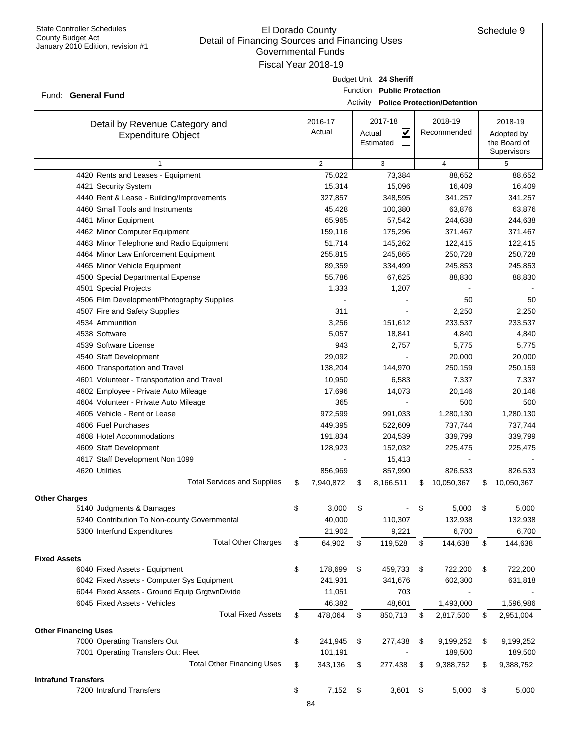State Controller Schedules
County Budget Act
January 2010 Edition, revision #1

# El Dorado County
## Detail of Financing Sources and Financing Uses
### Governmental Funds
### Fiscal Year 2018-19

Schedule 9

Fund: **General Fund**

Budget Unit **24 Sheriff**
Function **Public Protection**
Activity **Police Protection/Detention**

| Detail by Revenue Category and Expenditure Object | 2016-17 Actual | 2017-18 Actual ☑ Estimated ☐ | 2018-19 Recommended | 2018-19 Adopted by the Board of Supervisors |
|---|---|---|---|---|
| 1 | 2 | 3 | 4 | 5 |
| 4420 Rents and Leases - Equipment | 75,022 | 73,384 | 88,652 | 88,652 |
| 4421 Security System | 15,314 | 15,096 | 16,409 | 16,409 |
| 4440 Rent & Lease - Building/Improvements | 327,857 | 348,595 | 341,257 | 341,257 |
| 4460 Small Tools and Instruments | 45,428 | 100,380 | 63,876 | 63,876 |
| 4461 Minor Equipment | 65,965 | 57,542 | 244,638 | 244,638 |
| 4462 Minor Computer Equipment | 159,116 | 175,296 | 371,467 | 371,467 |
| 4463 Minor Telephone and Radio Equipment | 51,714 | 145,262 | 122,415 | 122,415 |
| 4464 Minor Law Enforcement Equipment | 255,815 | 245,865 | 250,728 | 250,728 |
| 4465 Minor Vehicle Equipment | 89,359 | 334,499 | 245,853 | 245,853 |
| 4500 Special Departmental Expense | 55,786 | 67,625 | 88,830 | 88,830 |
| 4501 Special Projects | 1,333 | 1,207 | - | - |
| 4506 Film Development/Photography Supplies | - | - | 50 | 50 |
| 4507 Fire and Safety Supplies | 311 | - | 2,250 | 2,250 |
| 4534 Ammunition | 3,256 | 151,612 | 233,537 | 233,537 |
| 4538 Software | 5,057 | 18,841 | 4,840 | 4,840 |
| 4539 Software License | 943 | 2,757 | 5,775 | 5,775 |
| 4540 Staff Development | 29,092 | - | 20,000 | 20,000 |
| 4600 Transportation and Travel | 138,204 | 144,970 | 250,159 | 250,159 |
| 4601 Volunteer - Transportation and Travel | 10,950 | 6,583 | 7,337 | 7,337 |
| 4602 Employee - Private Auto Mileage | 17,696 | 14,073 | 20,146 | 20,146 |
| 4604 Volunteer - Private Auto Mileage | 365 | - | 500 | 500 |
| 4605 Vehicle - Rent or Lease | 972,599 | 991,033 | 1,280,130 | 1,280,130 |
| 4606 Fuel Purchases | 449,395 | 522,609 | 737,744 | 737,744 |
| 4608 Hotel Accommodations | 191,834 | 204,539 | 339,799 | 339,799 |
| 4609 Staff Development | 128,923 | 152,032 | 225,475 | 225,475 |
| 4617 Staff Development Non 1099 | - | 15,413 | - | - |
| 4620 Utilities | 856,969 | 857,990 | 826,533 | 826,533 |
| Total Services and Supplies | $ 7,940,872 | $ 8,166,511 | $ 10,050,367 | $ 10,050,367 |
| **Other Charges** | | | | |
| 5140 Judgments & Damages | $ 3,000 | $ - | $ 5,000 | $ 5,000 |
| 5240 Contribution To Non-county Governmental | 40,000 | 110,307 | 132,938 | 132,938 |
| 5300 Interfund Expenditures | 21,902 | 9,221 | 6,700 | 6,700 |
| Total Other Charges | $ 64,902 | $ 119,528 | $ 144,638 | $ 144,638 |
| **Fixed Assets** | | | | |
| 6040 Fixed Assets - Equipment | $ 178,699 | $ 459,733 | $ 722,200 | $ 722,200 |
| 6042 Fixed Assets - Computer Sys Equipment | 241,931 | 341,676 | 602,300 | 631,818 |
| 6044 Fixed Assets - Ground Equip GrgtwnDivide | 11,051 | 703 | - | - |
| 6045 Fixed Assets - Vehicles | 46,382 | 48,601 | 1,493,000 | 1,596,986 |
| Total Fixed Assets | $ 478,064 | $ 850,713 | $ 2,817,500 | $ 2,951,004 |
| **Other Financing Uses** | | | | |
| 7000 Operating Transfers Out | $ 241,945 | $ 277,438 | $ 9,199,252 | $ 9,199,252 |
| 7001 Operating Transfers Out: Fleet | 101,191 | - | 189,500 | 189,500 |
| Total Other Financing Uses | $ 343,136 | $ 277,438 | $ 9,388,752 | $ 9,388,752 |
| **Intrafund Transfers** | | | | |
| 7200 Intrafund Transfers | $ 7,152 | $ 3,601 | $ 5,000 | $ 5,000 |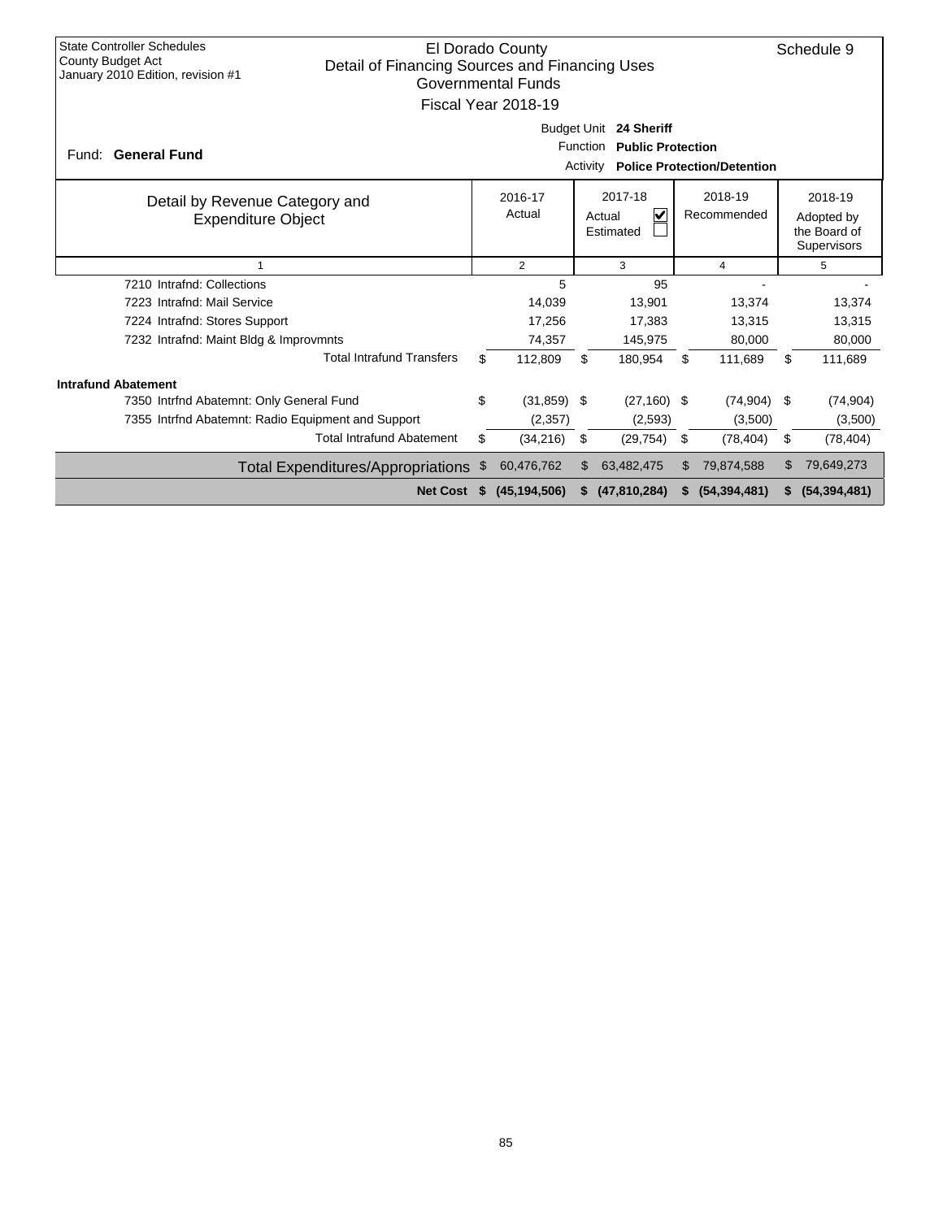State Controller Schedules
County Budget Act
January 2010 Edition, revision #1

# El Dorado County
## Detail of Financing Sources and Financing Uses
### Governmental Funds
### Fiscal Year 2018-19

Schedule 9

Fund: **General Fund**

Budget Unit **24 Sheriff**
Function **Public Protection**
Activity **Police Protection/Detention**

| Detail by Revenue Category and Expenditure Object | 2016-17 Actual | 2017-18 Actual ☑ Estimated ☐ | 2018-19 Recommended | 2018-19 Adopted by the Board of Supervisors |
|---|---|---|---|---|
| 1 | 2 | 3 | 4 | 5 |
| 7210 Intrafnd: Collections | 5 | 95 | - | - |
| 7223 Intrafnd: Mail Service | 14,039 | 13,901 | 13,374 | 13,374 |
| 7224 Intrafnd: Stores Support | 17,256 | 17,383 | 13,315 | 13,315 |
| 7232 Intrafnd: Maint Bldg & Improvmnts | 74,357 | 145,975 | 80,000 | 80,000 |
| Total Intrafund Transfers | $ 112,809 | $ 180,954 | $ 111,689 | $ 111,689 |
| **Intrafund Abatement** | | | | |
| 7350 Intrfnd Abatemnt: Only General Fund | $ (31,859) | $ (27,160) | $ (74,904) | $ (74,904) |
| 7355 Intrfnd Abatemnt: Radio Equipment and Support | (2,357) | (2,593) | (3,500) | (3,500) |
| Total Intrafund Abatement | $ (34,216) | $ (29,754) | $ (78,404) | $ (78,404) |
| Total Expenditures/Appropriations | $ 60,476,762 | $ 63,482,475 | $ 79,874,588 | $ 79,649,273 |
| **Net Cost** | **$ (45,194,506)** | **$ (47,810,284)** | **$ (54,394,481)** | **$ (54,394,481)** |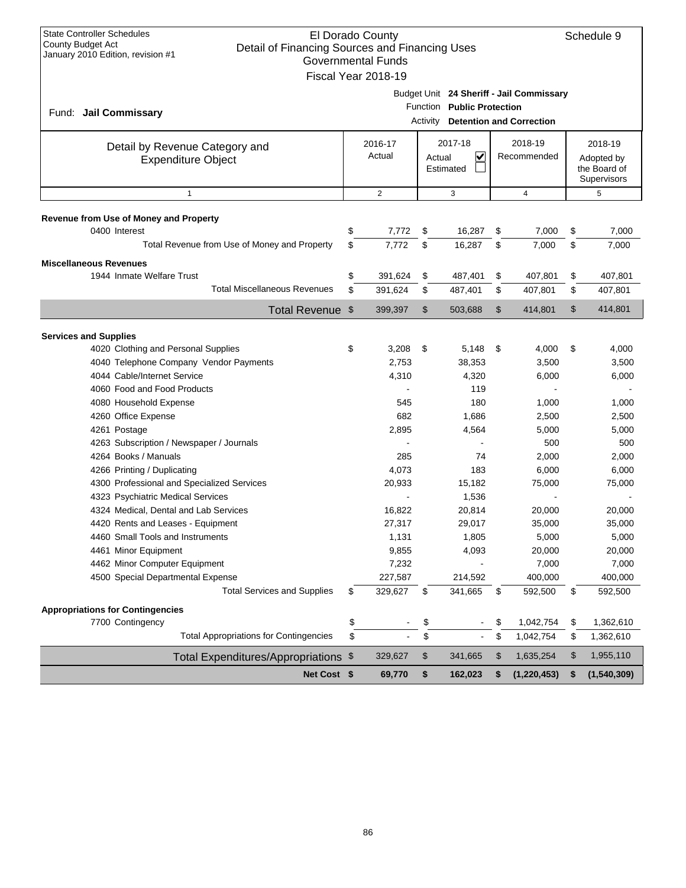State Controller Schedules
County Budget Act
January 2010 Edition, revision #1

# El Dorado County
## Detail of Financing Sources and Financing Uses
### Governmental Funds
### Fiscal Year 2018-19

Schedule 9

Fund: **Jail Commissary**

Budget Unit **24 Sheriff - Jail Commissary**
Function **Public Protection**
Activity **Detention and Correction**

| Detail by Revenue Category and Expenditure Object | 2016-17 Actual | 2017-18 Actual ☑ Estimated ☐ | 2018-19 Recommended | 2018-19 Adopted by the Board of Supervisors |
|---|---|---|---|---|
| 1 | 2 | 3 | 4 | 5 |
| **Revenue from Use of Money and Property** | | | | |
| 0400 Interest | $ 7,772 | $ 16,287 | $ 7,000 | $ 7,000 |
| Total Revenue from Use of Money and Property | $ 7,772 | $ 16,287 | $ 7,000 | $ 7,000 |
| **Miscellaneous Revenues** | | | | |
| 1944 Inmate Welfare Trust | $ 391,624 | $ 487,401 | $ 407,801 | $ 407,801 |
| Total Miscellaneous Revenues | $ 391,624 | $ 487,401 | $ 407,801 | $ 407,801 |
| Total Revenue | $ 399,397 | $ 503,688 | $ 414,801 | $ 414,801 |
| **Services and Supplies** | | | | |
| 4020 Clothing and Personal Supplies | $ 3,208 | $ 5,148 | $ 4,000 | $ 4,000 |
| 4040 Telephone Company Vendor Payments | 2,753 | 38,353 | 3,500 | 3,500 |
| 4044 Cable/Internet Service | 4,310 | 4,320 | 6,000 | 6,000 |
| 4060 Food and Food Products | - | 119 | - | - |
| 4080 Household Expense | 545 | 180 | 1,000 | 1,000 |
| 4260 Office Expense | 682 | 1,686 | 2,500 | 2,500 |
| 4261 Postage | 2,895 | 4,564 | 5,000 | 5,000 |
| 4263 Subscription / Newspaper / Journals | - | - | 500 | 500 |
| 4264 Books / Manuals | 285 | 74 | 2,000 | 2,000 |
| 4266 Printing / Duplicating | 4,073 | 183 | 6,000 | 6,000 |
| 4300 Professional and Specialized Services | 20,933 | 15,182 | 75,000 | 75,000 |
| 4323 Psychiatric Medical Services | - | 1,536 | - | - |
| 4324 Medical, Dental and Lab Services | 16,822 | 20,814 | 20,000 | 20,000 |
| 4420 Rents and Leases - Equipment | 27,317 | 29,017 | 35,000 | 35,000 |
| 4460 Small Tools and Instruments | 1,131 | 1,805 | 5,000 | 5,000 |
| 4461 Minor Equipment | 9,855 | 4,093 | 20,000 | 20,000 |
| 4462 Minor Computer Equipment | 7,232 | - | 7,000 | 7,000 |
| 4500 Special Departmental Expense | 227,587 | 214,592 | 400,000 | 400,000 |
| Total Services and Supplies | $ 329,627 | $ 341,665 | $ 592,500 | $ 592,500 |
| **Appropriations for Contingencies** | | | | |
| 7700 Contingency | $ - | $ - | $ 1,042,754 | $ 1,362,610 |
| Total Appropriations for Contingencies | $ - | $ - | $ 1,042,754 | $ 1,362,610 |
| Total Expenditures/Appropriations | $ 329,627 | $ 341,665 | $ 1,635,254 | $ 1,955,110 |
| **Net Cost** | **$ 69,770** | **$ 162,023** | **$ (1,220,453)** | **$ (1,540,309)** |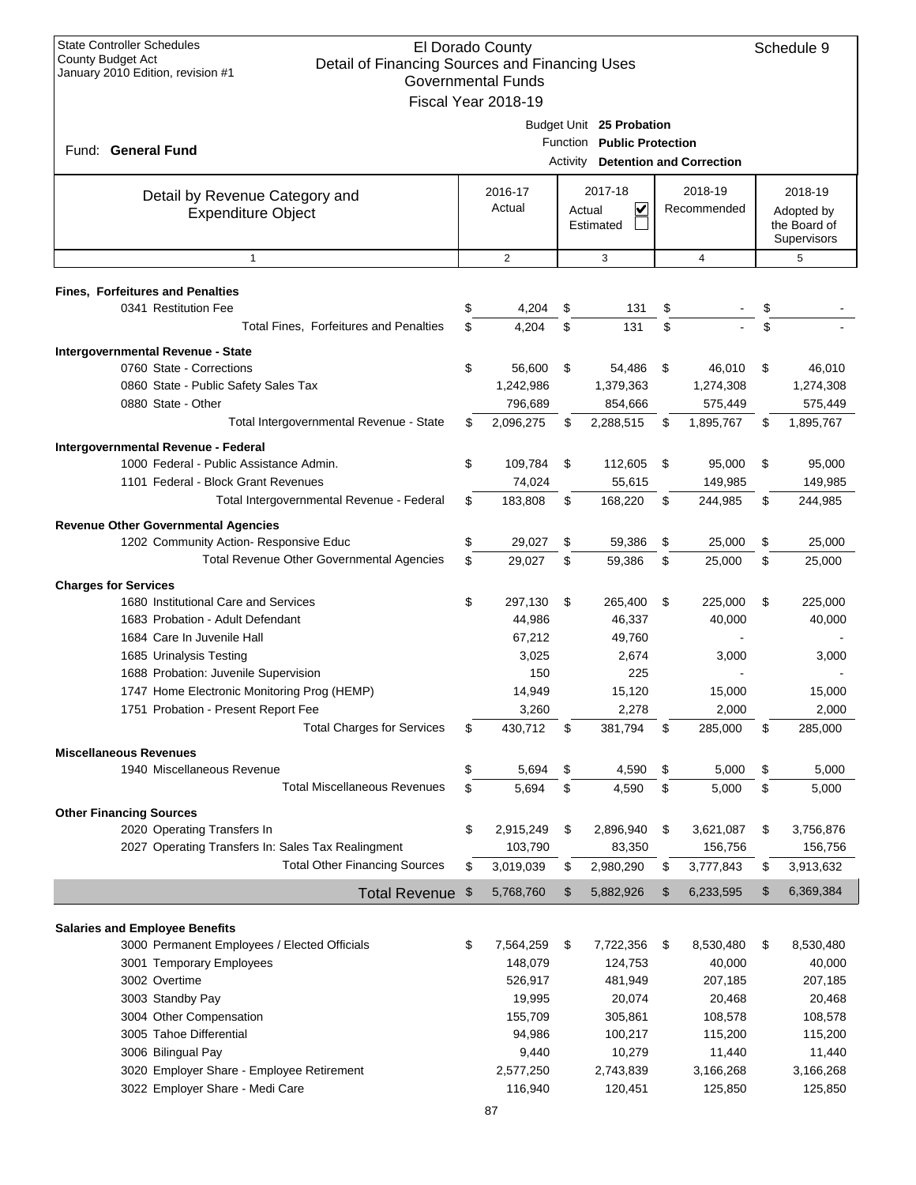State Controller Schedules
County Budget Act
January 2010 Edition, revision #1

# El Dorado County
## Detail of Financing Sources and Financing Uses
### Governmental Funds
### Fiscal Year 2018-19

Schedule 9

Fund: **General Fund**

Budget Unit **25 Probation**
Function **Public Protection**
Activity **Detention and Correction**

| Detail by Revenue Category and Expenditure Object | 2016-17 Actual | 2017-18 Actual ☑ Estimated ☐ | 2018-19 Recommended | 2018-19 Adopted by the Board of Supervisors |
|---|---|---|---|---|
| 1 | 2 | 3 | 4 | 5 |
| **Fines, Forfeitures and Penalties** | | | | |
| 0341 Restitution Fee | $ 4,204 | $ 131 | $ - | $ - |
| Total Fines, Forfeitures and Penalties | $ 4,204 | $ 131 | $ - | $ - |
| **Intergovernmental Revenue - State** | | | | |
| 0760 State - Corrections | $ 56,600 | $ 54,486 | $ 46,010 | $ 46,010 |
| 0860 State - Public Safety Sales Tax | 1,242,986 | 1,379,363 | 1,274,308 | 1,274,308 |
| 0880 State - Other | 796,689 | 854,666 | 575,449 | 575,449 |
| Total Intergovernmental Revenue - State | $ 2,096,275 | $ 2,288,515 | $ 1,895,767 | $ 1,895,767 |
| **Intergovernmental Revenue - Federal** | | | | |
| 1000 Federal - Public Assistance Admin. | $ 109,784 | $ 112,605 | $ 95,000 | $ 95,000 |
| 1101 Federal - Block Grant Revenues | 74,024 | 55,615 | 149,985 | 149,985 |
| Total Intergovernmental Revenue - Federal | $ 183,808 | $ 168,220 | $ 244,985 | $ 244,985 |
| **Revenue Other Governmental Agencies** | | | | |
| 1202 Community Action- Responsive Educ | $ 29,027 | $ 59,386 | $ 25,000 | $ 25,000 |
| Total Revenue Other Governmental Agencies | $ 29,027 | $ 59,386 | $ 25,000 | $ 25,000 |
| **Charges for Services** | | | | |
| 1680 Institutional Care and Services | $ 297,130 | $ 265,400 | $ 225,000 | $ 225,000 |
| 1683 Probation - Adult Defendant | 44,986 | 46,337 | 40,000 | 40,000 |
| 1684 Care In Juvenile Hall | 67,212 | 49,760 | - | - |
| 1685 Urinalysis Testing | 3,025 | 2,674 | 3,000 | 3,000 |
| 1688 Probation: Juvenile Supervision | 150 | 225 | - | - |
| 1747 Home Electronic Monitoring Prog (HEMP) | 14,949 | 15,120 | 15,000 | 15,000 |
| 1751 Probation - Present Report Fee | 3,260 | 2,278 | 2,000 | 2,000 |
| Total Charges for Services | $ 430,712 | $ 381,794 | $ 285,000 | $ 285,000 |
| **Miscellaneous Revenues** | | | | |
| 1940 Miscellaneous Revenue | $ 5,694 | $ 4,590 | $ 5,000 | $ 5,000 |
| Total Miscellaneous Revenues | $ 5,694 | $ 4,590 | $ 5,000 | $ 5,000 |
| **Other Financing Sources** | | | | |
| 2020 Operating Transfers In | $ 2,915,249 | $ 2,896,940 | $ 3,621,087 | $ 3,756,876 |
| 2027 Operating Transfers In: Sales Tax Realingment | 103,790 | 83,350 | 156,756 | 156,756 |
| Total Other Financing Sources | $ 3,019,039 | $ 2,980,290 | $ 3,777,843 | $ 3,913,632 |
| **Total Revenue** | $ 5,768,760 | $ 5,882,926 | $ 6,233,595 | $ 6,369,384 |
| **Salaries and Employee Benefits** | | | | |
| 3000 Permanent Employees / Elected Officials | $ 7,564,259 | $ 7,722,356 | $ 8,530,480 | $ 8,530,480 |
| 3001 Temporary Employees | 148,079 | 124,753 | 40,000 | 40,000 |
| 3002 Overtime | 526,917 | 481,949 | 207,185 | 207,185 |
| 3003 Standby Pay | 19,995 | 20,074 | 20,468 | 20,468 |
| 3004 Other Compensation | 155,709 | 305,861 | 108,578 | 108,578 |
| 3005 Tahoe Differential | 94,986 | 100,217 | 115,200 | 115,200 |
| 3006 Bilingual Pay | 9,440 | 10,279 | 11,440 | 11,440 |
| 3020 Employer Share - Employee Retirement | 2,577,250 | 2,743,839 | 3,166,268 | 3,166,268 |
| 3022 Employer Share - Medi Care | 116,940 | 120,451 | 125,850 | 125,850 |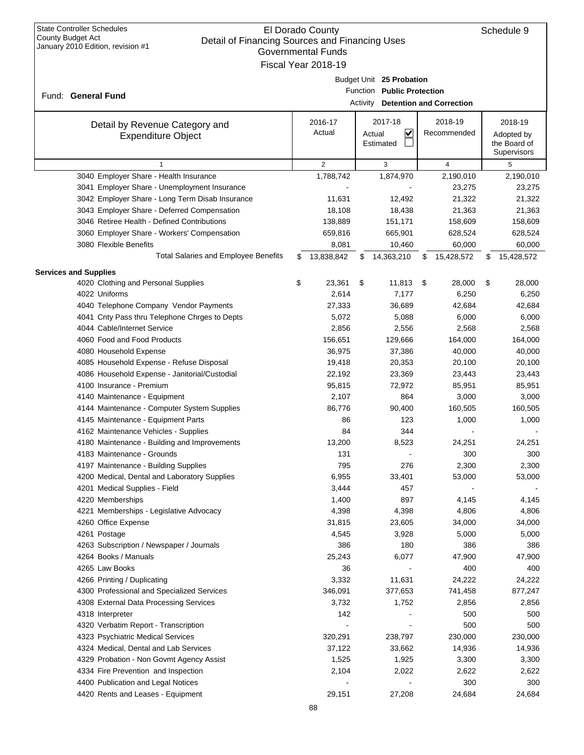State Controller Schedules
County Budget Act
January 2010 Edition, revision #1

# El Dorado County
## Detail of Financing Sources and Financing Uses
### Governmental Funds
### Fiscal Year 2018-19

Schedule 9

Fund: **General Fund**

Budget Unit **25 Probation**
Function **Public Protection**
Activity **Detention and Correction**

| Detail by Revenue Category and Expenditure Object | 2016-17 Actual | 2017-18 Actual ☑ Estimated ☐ | 2018-19 Recommended | 2018-19 Adopted by the Board of Supervisors |
|---|---|---|---|---|
| 1 | 2 | 3 | 4 | 5 |
| 3040 Employer Share - Health Insurance | 1,788,742 | 1,874,970 | 2,190,010 | 2,190,010 |
| 3041 Employer Share - Unemployment Insurance | - | - | 23,275 | 23,275 |
| 3042 Employer Share - Long Term Disab Insurance | 11,631 | 12,492 | 21,322 | 21,322 |
| 3043 Employer Share - Deferred Compensation | 18,108 | 18,438 | 21,363 | 21,363 |
| 3046 Retiree Health - Defined Contributions | 138,889 | 151,171 | 158,609 | 158,609 |
| 3060 Employer Share - Workers' Compensation | 659,816 | 665,901 | 628,524 | 628,524 |
| 3080 Flexible Benefits | 8,081 | 10,460 | 60,000 | 60,000 |
| Total Salaries and Employee Benefits | $ 13,838,842 | $ 14,363,210 | $ 15,428,572 | $ 15,428,572 |
| **Services and Supplies** | | | | |
| 4020 Clothing and Personal Supplies | $ 23,361 | $ 11,813 | $ 28,000 | $ 28,000 |
| 4022 Uniforms | 2,614 | 7,177 | 6,250 | 6,250 |
| 4040 Telephone Company Vendor Payments | 27,333 | 36,689 | 42,684 | 42,684 |
| 4041 Cnty Pass thru Telephone Chrges to Depts | 5,072 | 5,088 | 6,000 | 6,000 |
| 4044 Cable/Internet Service | 2,856 | 2,556 | 2,568 | 2,568 |
| 4060 Food and Food Products | 156,651 | 129,666 | 164,000 | 164,000 |
| 4080 Household Expense | 36,975 | 37,386 | 40,000 | 40,000 |
| 4085 Household Expense - Refuse Disposal | 19,418 | 20,353 | 20,100 | 20,100 |
| 4086 Household Expense - Janitorial/Custodial | 22,192 | 23,369 | 23,443 | 23,443 |
| 4100 Insurance - Premium | 95,815 | 72,972 | 85,951 | 85,951 |
| 4140 Maintenance - Equipment | 2,107 | 864 | 3,000 | 3,000 |
| 4144 Maintenance - Computer System Supplies | 86,776 | 90,400 | 160,505 | 160,505 |
| 4145 Maintenance - Equipment Parts | 86 | 123 | 1,000 | 1,000 |
| 4162 Maintenance Vehicles - Supplies | 84 | 344 | - | - |
| 4180 Maintenance - Building and Improvements | 13,200 | 8,523 | 24,251 | 24,251 |
| 4183 Maintenance - Grounds | 131 | - | 300 | 300 |
| 4197 Maintenance - Building Supplies | 795 | 276 | 2,300 | 2,300 |
| 4200 Medical, Dental and Laboratory Supplies | 6,955 | 33,401 | 53,000 | 53,000 |
| 4201 Medical Supplies - Field | 3,444 | 457 | - | - |
| 4220 Memberships | 1,400 | 897 | 4,145 | 4,145 |
| 4221 Memberships - Legislative Advocacy | 4,398 | 4,398 | 4,806 | 4,806 |
| 4260 Office Expense | 31,815 | 23,605 | 34,000 | 34,000 |
| 4261 Postage | 4,545 | 3,928 | 5,000 | 5,000 |
| 4263 Subscription / Newspaper / Journals | 386 | 180 | 386 | 386 |
| 4264 Books / Manuals | 25,243 | 6,077 | 47,900 | 47,900 |
| 4265 Law Books | 36 | - | 400 | 400 |
| 4266 Printing / Duplicating | 3,332 | 11,631 | 24,222 | 24,222 |
| 4300 Professional and Specialized Services | 346,091 | 377,653 | 741,458 | 877,247 |
| 4308 External Data Processing Services | 3,732 | 1,752 | 2,856 | 2,856 |
| 4318 Interpreter | 142 | - | 500 | 500 |
| 4320 Verbatim Report - Transcription | - | - | 500 | 500 |
| 4323 Psychiatric Medical Services | 320,291 | 238,797 | 230,000 | 230,000 |
| 4324 Medical, Dental and Lab Services | 37,122 | 33,662 | 14,936 | 14,936 |
| 4329 Probation - Non Govmt Agency Assist | 1,525 | 1,925 | 3,300 | 3,300 |
| 4334 Fire Prevention and Inspection | 2,104 | 2,022 | 2,622 | 2,622 |
| 4400 Publication and Legal Notices | - | - | 300 | 300 |
| 4420 Rents and Leases - Equipment | 29,151 | 27,208 | 24,684 | 24,684 |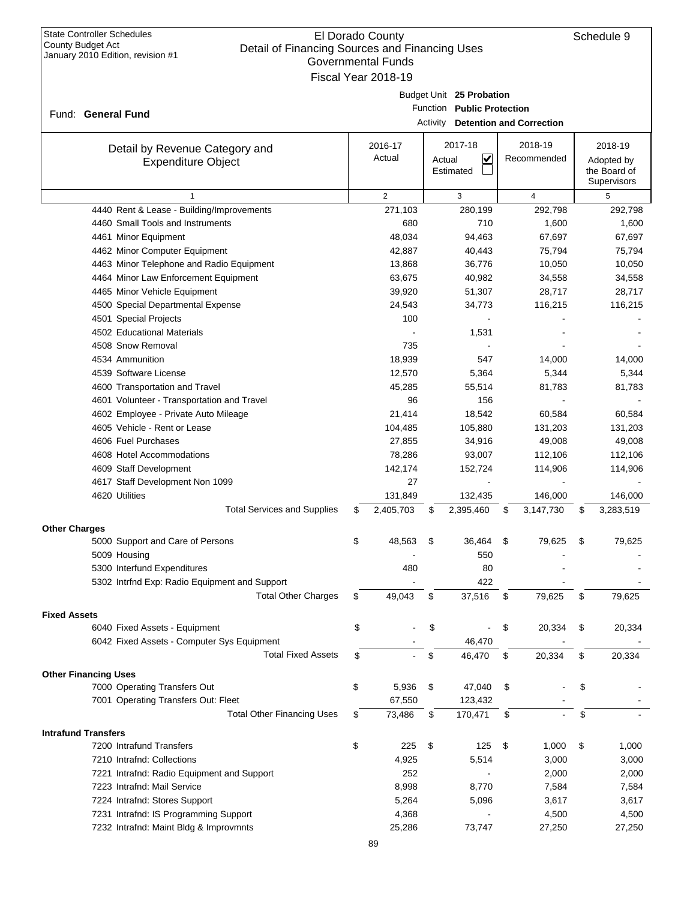State Controller Schedules
County Budget Act
January 2010 Edition, revision #1

# El Dorado County
## Detail of Financing Sources and Financing Uses
### Governmental Funds
### Fiscal Year 2018-19

Schedule 9

Fund: **General Fund**

Budget Unit **25 Probation**
Function **Public Protection**
Activity **Detention and Correction**

| Detail by Revenue Category and Expenditure Object | 2016-17 Actual | 2017-18 Actual ☑ Estimated ☐ | 2018-19 Recommended | 2018-19 Adopted by the Board of Supervisors |
|---|---|---|---|---|
| 1 | 2 | 3 | 4 | 5 |
| 4440 Rent & Lease - Building/Improvements | 271,103 | 280,199 | 292,798 | 292,798 |
| 4460 Small Tools and Instruments | 680 | 710 | 1,600 | 1,600 |
| 4461 Minor Equipment | 48,034 | 94,463 | 67,697 | 67,697 |
| 4462 Minor Computer Equipment | 42,887 | 40,443 | 75,794 | 75,794 |
| 4463 Minor Telephone and Radio Equipment | 13,868 | 36,776 | 10,050 | 10,050 |
| 4464 Minor Law Enforcement Equipment | 63,675 | 40,982 | 34,558 | 34,558 |
| 4465 Minor Vehicle Equipment | 39,920 | 51,307 | 28,717 | 28,717 |
| 4500 Special Departmental Expense | 24,543 | 34,773 | 116,215 | 116,215 |
| 4501 Special Projects | 100 | - | - | - |
| 4502 Educational Materials | - | 1,531 | - | - |
| 4508 Snow Removal | 735 | - | - | - |
| 4534 Ammunition | 18,939 | 547 | 14,000 | 14,000 |
| 4539 Software License | 12,570 | 5,364 | 5,344 | 5,344 |
| 4600 Transportation and Travel | 45,285 | 55,514 | 81,783 | 81,783 |
| 4601 Volunteer - Transportation and Travel | 96 | 156 | - | - |
| 4602 Employee - Private Auto Mileage | 21,414 | 18,542 | 60,584 | 60,584 |
| 4605 Vehicle - Rent or Lease | 104,485 | 105,880 | 131,203 | 131,203 |
| 4606 Fuel Purchases | 27,855 | 34,916 | 49,008 | 49,008 |
| 4608 Hotel Accommodations | 78,286 | 93,007 | 112,106 | 112,106 |
| 4609 Staff Development | 142,174 | 152,724 | 114,906 | 114,906 |
| 4617 Staff Development Non 1099 | 27 | - | - | - |
| 4620 Utilities | 131,849 | 132,435 | 146,000 | 146,000 |
| Total Services and Supplies | $ 2,405,703 | $ 2,395,460 | $ 3,147,730 | $ 3,283,519 |
| **Other Charges** | | | | |
| 5000 Support and Care of Persons | $ 48,563 | $ 36,464 | $ 79,625 | $ 79,625 |
| 5009 Housing | - | 550 | - | - |
| 5300 Interfund Expenditures | 480 | 80 | - | - |
| 5302 Intrfnd Exp: Radio Equipment and Support | - | 422 | - | - |
| Total Other Charges | $ 49,043 | $ 37,516 | $ 79,625 | $ 79,625 |
| **Fixed Assets** | | | | |
| 6040 Fixed Assets - Equipment | $ - | $ - | $ 20,334 | $ 20,334 |
| 6042 Fixed Assets - Computer Sys Equipment | - | 46,470 | - | - |
| Total Fixed Assets | $ - | $ 46,470 | $ 20,334 | $ 20,334 |
| **Other Financing Uses** | | | | |
| 7000 Operating Transfers Out | $ 5,936 | $ 47,040 | $ - | $ - |
| 7001 Operating Transfers Out: Fleet | 67,550 | 123,432 | - | - |
| Total Other Financing Uses | $ 73,486 | $ 170,471 | $ - | $ - |
| **Intrafund Transfers** | | | | |
| 7200 Intrafund Transfers | $ 225 | $ 125 | $ 1,000 | $ 1,000 |
| 7210 Intrafnd: Collections | 4,925 | 5,514 | 3,000 | 3,000 |
| 7221 Intrafnd: Radio Equipment and Support | 252 | - | 2,000 | 2,000 |
| 7223 Intrafnd: Mail Service | 8,998 | 8,770 | 7,584 | 7,584 |
| 7224 Intrafnd: Stores Support | 5,264 | 5,096 | 3,617 | 3,617 |
| 7231 Intrafnd: IS Programming Support | 4,368 | - | 4,500 | 4,500 |
| 7232 Intrafnd: Maint Bldg & Improvmnts | 25,286 | 73,747 | 27,250 | 27,250 |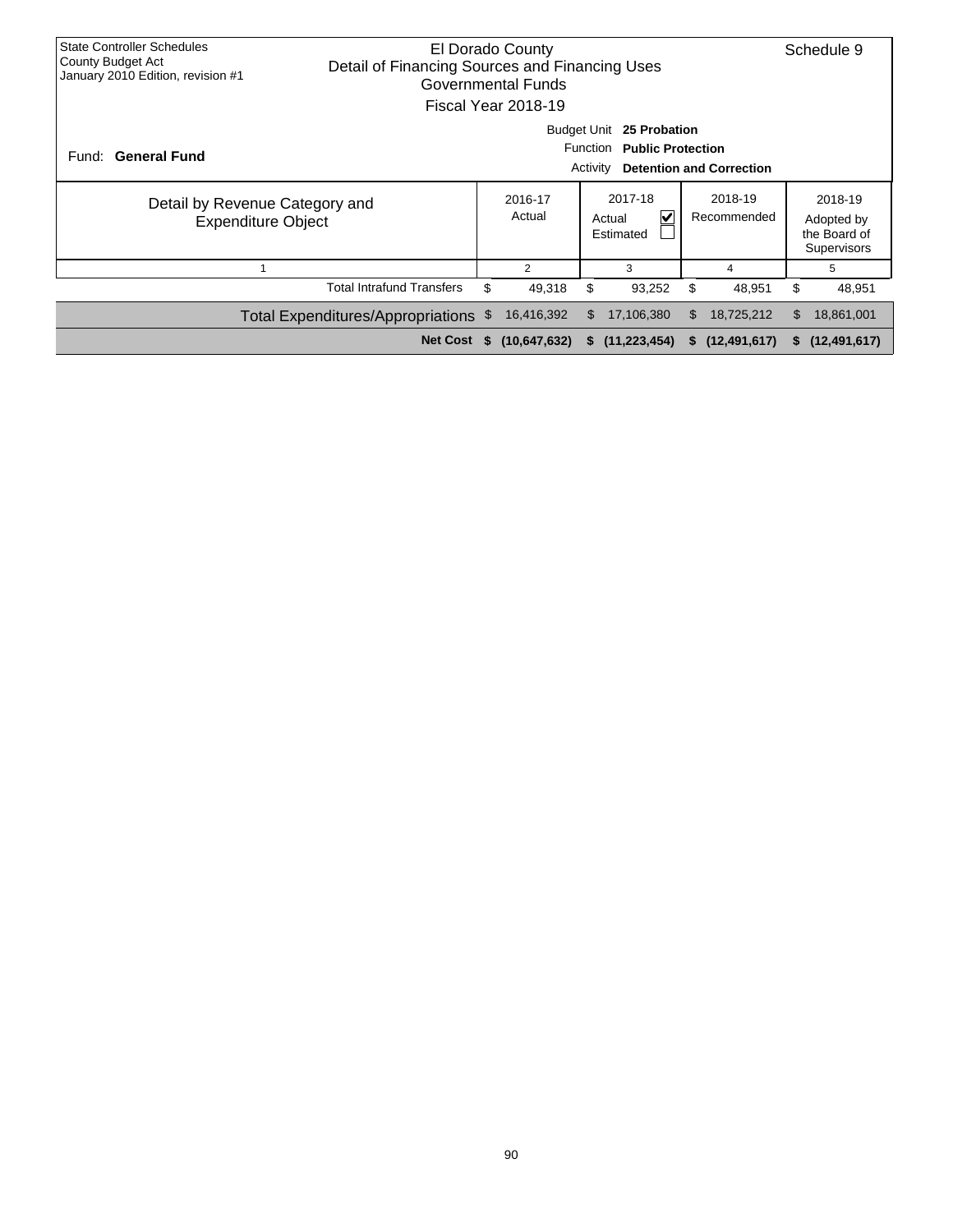State Controller Schedules
County Budget Act
January 2010 Edition, revision #1

El Dorado County
Detail of Financing Sources and Financing Uses
Governmental Funds
Fiscal Year 2018-19

Schedule 9

Fund: **General Fund**

Budget Unit **25 Probation**
Function **Public Protection**
Activity **Detention and Correction**

| Detail by Revenue Category and Expenditure Object | 2016-17 Actual | 2017-18 Actual ☑ Estimated ☐ | 2018-19 Recommended | 2018-19 Adopted by the Board of Supervisors |
|---|---|---|---|---|
| 1 | 2 | 3 | 4 | 5 |
| Total Intrafund Transfers | $ 49,318 | $ 93,252 | $ 48,951 | $ 48,951 |
| Total Expenditures/Appropriations | $ 16,416,392 | $ 17,106,380 | $ 18,725,212 | $ 18,861,001 |
| **Net Cost** | **$ (10,647,632)** | **$ (11,223,454)** | **$ (12,491,617)** | **$ (12,491,617)** |